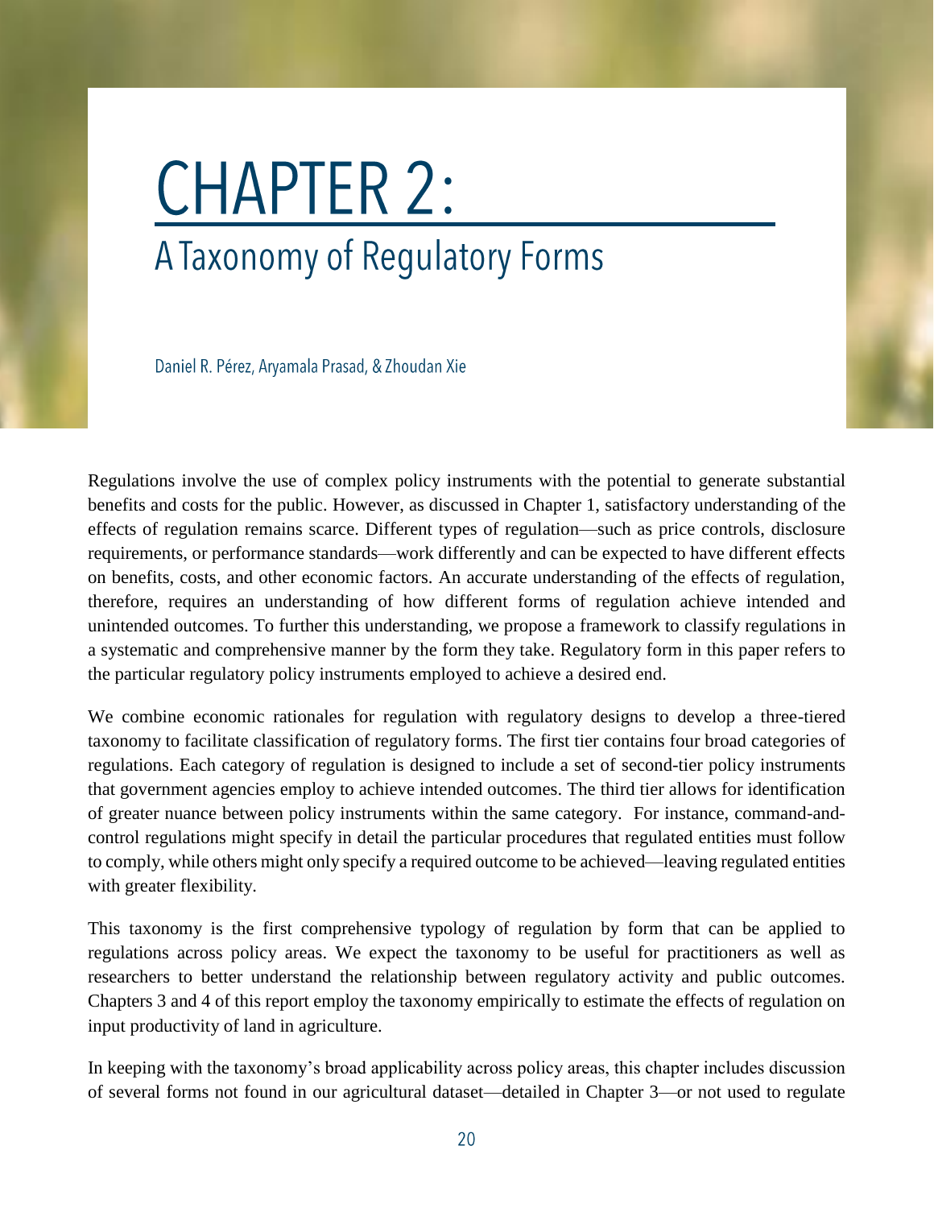# CHAPTER 2:

## A Taxonomy of Regulatory Forms

Daniel R. Pérez, Aryamala Prasad, & Zhoudan Xie

Regulations involve the use of complex policy instruments with the potential to generate substantial benefits and costs for the public. However, as discussed in Chapter 1, satisfactory understanding of the effects of regulation remains scarce. Different types of regulation—such as price controls, disclosure requirements, or performance standards—work differently and can be expected to have different effects on benefits, costs, and other economic factors. An accurate understanding of the effects of regulation, therefore, requires an understanding of how different forms of regulation achieve intended and unintended outcomes. To further this understanding, we propose a framework to classify regulations in a systematic and comprehensive manner by the form they take. Regulatory form in this paper refers to the particular regulatory policy instruments employed to achieve a desired end.

We combine economic rationales for regulation with regulatory designs to develop a three-tiered taxonomy to facilitate classification of regulatory forms. The first tier contains four broad categories of regulations. Each category of regulation is designed to include a set of second-tier policy instruments that government agencies employ to achieve intended outcomes. The third tier allows for identification of greater nuance between policy instruments within the same category. For instance, command-and-control regulations might specify in detail the particular procedures that regulated entities must follow to comply, while others might only specify a required outcome to be achieved—leaving regulated entities with greater flexibility.

This taxonomy is the first comprehensive typology of regulation by form that can be applied to regulations across policy areas. We expect the taxonomy to be useful for practitioners as well as researchers to better understand the relationship between regulatory activity and public outcomes. Chapters 3 and 4 of this report employ the taxonomy empirically to estimate the effects of regulation on input productivity of land in agriculture.

In keeping with the taxonomy's broad applicability across policy areas, this chapter includes discussion of several forms not found in our agricultural dataset—detailed in Chapter 3—or not used to regulate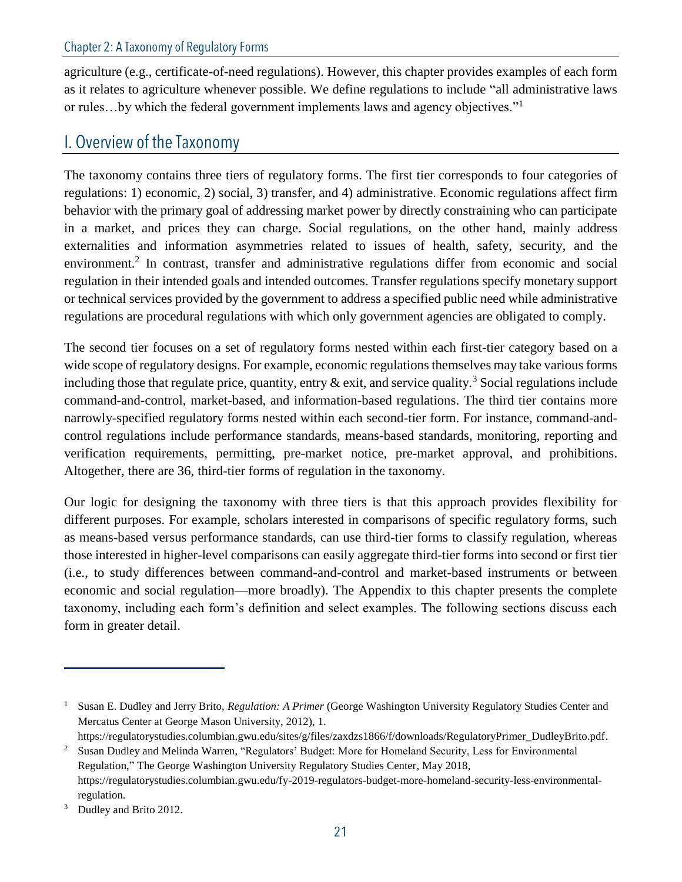agriculture (e.g., certificate-of-need regulations). However, this chapter provides examples of each form as it relates to agriculture whenever possible. We define regulations to include "all administrative laws or rules…by which the federal government implements laws and agency objectives."[1]

## I. Overview of the Taxonomy

The taxonomy contains three tiers of regulatory forms. The first tier corresponds to four categories of regulations: 1) economic, 2) social, 3) transfer, and 4) administrative. Economic regulations affect firm behavior with the primary goal of addressing market power by directly constraining who can participate in a market, and prices they can charge. Social regulations, on the other hand, mainly address externalities and information asymmetries related to issues of health, safety, security, and the environment.[2] In contrast, transfer and administrative regulations differ from economic and social regulation in their intended goals and intended outcomes. Transfer regulations specify monetary support or technical services provided by the government to address a specified public need while administrative regulations are procedural regulations with which only government agencies are obligated to comply.

The second tier focuses on a set of regulatory forms nested within each first-tier category based on a wide scope of regulatory designs. For example, economic regulations themselves may take various forms including those that regulate price, quantity, entry & exit, and service quality.[3] Social regulations include command-and-control, market-based, and information-based regulations. The third tier contains more narrowly-specified regulatory forms nested within each second-tier form. For instance, command-and-control regulations include performance standards, means-based standards, monitoring, reporting and verification requirements, permitting, pre-market notice, pre-market approval, and prohibitions. Altogether, there are 36, third-tier forms of regulation in the taxonomy.

Our logic for designing the taxonomy with three tiers is that this approach provides flexibility for different purposes. For example, scholars interested in comparisons of specific regulatory forms, such as means-based versus performance standards, can use third-tier forms to classify regulation, whereas those interested in higher-level comparisons can easily aggregate third-tier forms into second or first tier (i.e., to study differences between command-and-control and market-based instruments or between economic and social regulation—more broadly). The Appendix to this chapter presents the complete taxonomy, including each form's definition and select examples. The following sections discuss each form in greater detail.

---

[1] Susan E. Dudley and Jerry Brito, *Regulation: A Primer* (George Washington University Regulatory Studies Center and Mercatus Center at George Mason University, 2012), 1. https://regulatorystudies.columbian.gwu.edu/sites/g/files/zaxdzs1866/f/downloads/RegulatoryPrimer_DudleyBrito.pdf.

[2] Susan Dudley and Melinda Warren, "Regulators' Budget: More for Homeland Security, Less for Environmental Regulation," The George Washington University Regulatory Studies Center, May 2018, https://regulatorystudies.columbian.gwu.edu/fy-2019-regulators-budget-more-homeland-security-less-environmental-regulation.

[3] Dudley and Brito 2012.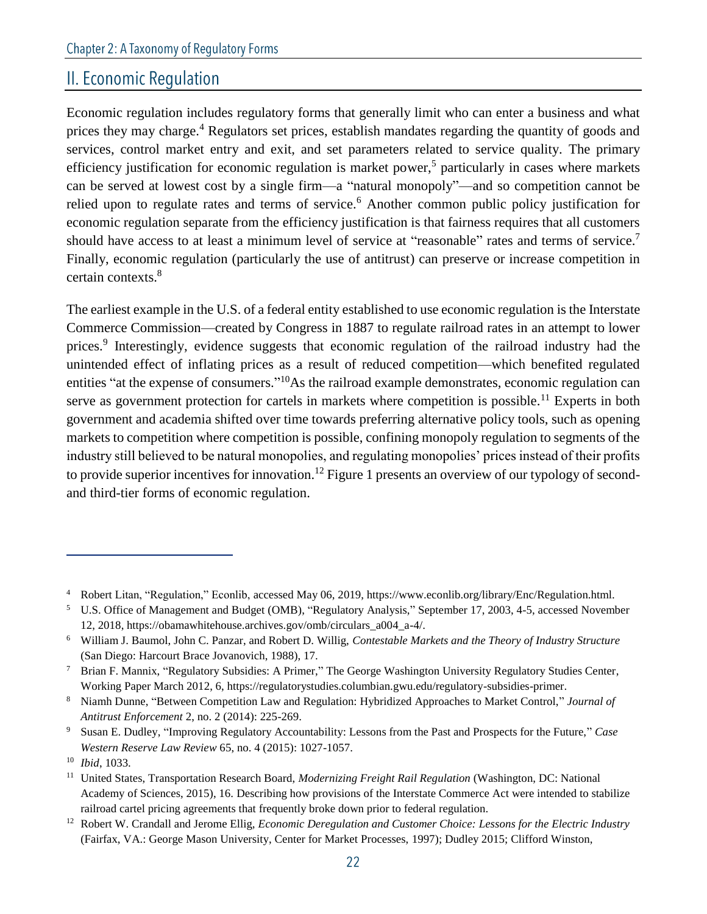## II. Economic Regulation

Economic regulation includes regulatory forms that generally limit who can enter a business and what prices they may charge.[4] Regulators set prices, establish mandates regarding the quantity of goods and services, control market entry and exit, and set parameters related to service quality. The primary efficiency justification for economic regulation is market power,[5] particularly in cases where markets can be served at lowest cost by a single firm—a "natural monopoly"—and so competition cannot be relied upon to regulate rates and terms of service.[6] Another common public policy justification for economic regulation separate from the efficiency justification is that fairness requires that all customers should have access to at least a minimum level of service at "reasonable" rates and terms of service.[7] Finally, economic regulation (particularly the use of antitrust) can preserve or increase competition in certain contexts.[8]

The earliest example in the U.S. of a federal entity established to use economic regulation is the Interstate Commerce Commission—created by Congress in 1887 to regulate railroad rates in an attempt to lower prices.[9] Interestingly, evidence suggests that economic regulation of the railroad industry had the unintended effect of inflating prices as a result of reduced competition—which benefited regulated entities "at the expense of consumers."[10]As the railroad example demonstrates, economic regulation can serve as government protection for cartels in markets where competition is possible.[11] Experts in both government and academia shifted over time towards preferring alternative policy tools, such as opening markets to competition where competition is possible, confining monopoly regulation to segments of the industry still believed to be natural monopolies, and regulating monopolies' prices instead of their profits to provide superior incentives for innovation.[12] Figure 1 presents an overview of our typology of second- and third-tier forms of economic regulation.

---

[4] Robert Litan, "Regulation," Econlib, accessed May 06, 2019, https://www.econlib.org/library/Enc/Regulation.html.

[5] U.S. Office of Management and Budget (OMB), "Regulatory Analysis," September 17, 2003, 4-5, accessed November 12, 2018, https://obamawhitehouse.archives.gov/omb/circulars_a004_a-4/.

[6] William J. Baumol, John C. Panzar, and Robert D. Willig, *Contestable Markets and the Theory of Industry Structure* (San Diego: Harcourt Brace Jovanovich, 1988), 17.

[7] Brian F. Mannix, "Regulatory Subsidies: A Primer," The George Washington University Regulatory Studies Center, Working Paper March 2012, 6, https://regulatorystudies.columbian.gwu.edu/regulatory-subsidies-primer.

[8] Niamh Dunne, "Between Competition Law and Regulation: Hybridized Approaches to Market Control," *Journal of Antitrust Enforcement* 2, no. 2 (2014): 225-269.

[9] Susan E. Dudley, "Improving Regulatory Accountability: Lessons from the Past and Prospects for the Future," *Case Western Reserve Law Review* 65, no. 4 (2015): 1027-1057.

[10] *Ibid*, 1033.

[11] United States, Transportation Research Board, *Modernizing Freight Rail Regulation* (Washington, DC: National Academy of Sciences, 2015), 16. Describing how provisions of the Interstate Commerce Act were intended to stabilize railroad cartel pricing agreements that frequently broke down prior to federal regulation.

[12] Robert W. Crandall and Jerome Ellig, *Economic Deregulation and Customer Choice: Lessons for the Electric Industry* (Fairfax, VA.: George Mason University, Center for Market Processes, 1997); Dudley 2015; Clifford Winston,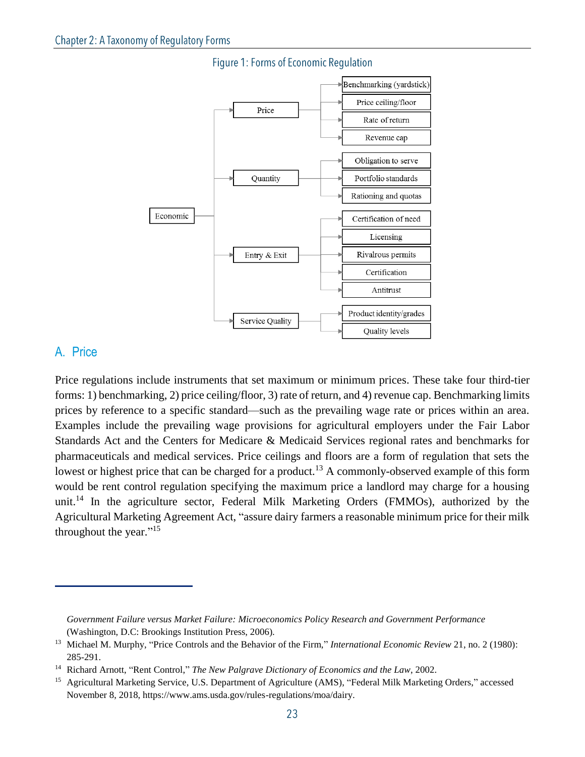Figure 1: Forms of Economic Regulation

Economic

Price

Benchmarking (yardstick)

Price ceiling/floor

Rate of return

Revenue cap

Quantity

Obligation to serve

Portfolio standards

Rationing and quotas

Entry & Exit

Certification of need

Licensing

Rivalrous permits

Certification

Antitrust

Service Quality

Product identity/grades

Quality levels

## A. Price

Price regulations include instruments that set maximum or minimum prices. These take four third-tier forms: 1) benchmarking, 2) price ceiling/floor, 3) rate of return, and 4) revenue cap. Benchmarking limits prices by reference to a specific standard—such as the prevailing wage rate or prices within an area. Examples include the prevailing wage provisions for agricultural employers under the Fair Labor Standards Act and the Centers for Medicare & Medicaid Services regional rates and benchmarks for pharmaceuticals and medical services. Price ceilings and floors are a form of regulation that sets the lowest or highest price that can be charged for a product.[13] A commonly-observed example of this form would be rent control regulation specifying the maximum price a landlord may charge for a housing unit.[14] In the agriculture sector, Federal Milk Marketing Orders (FMMOs), authorized by the Agricultural Marketing Agreement Act, "assure dairy farmers a reasonable minimum price for their milk throughout the year."[15]

---

*Government Failure versus Market Failure: Microeconomics Policy Research and Government Performance* (Washington, D.C: Brookings Institution Press, 2006).

[13] Michael M. Murphy, "Price Controls and the Behavior of the Firm," *International Economic Review* 21, no. 2 (1980): 285-291.

[14] Richard Arnott, "Rent Control," *The New Palgrave Dictionary of Economics and the Law*, 2002.

[15] Agricultural Marketing Service, U.S. Department of Agriculture (AMS), "Federal Milk Marketing Orders," accessed November 8, 2018, https://www.ams.usda.gov/rules-regulations/moa/dairy.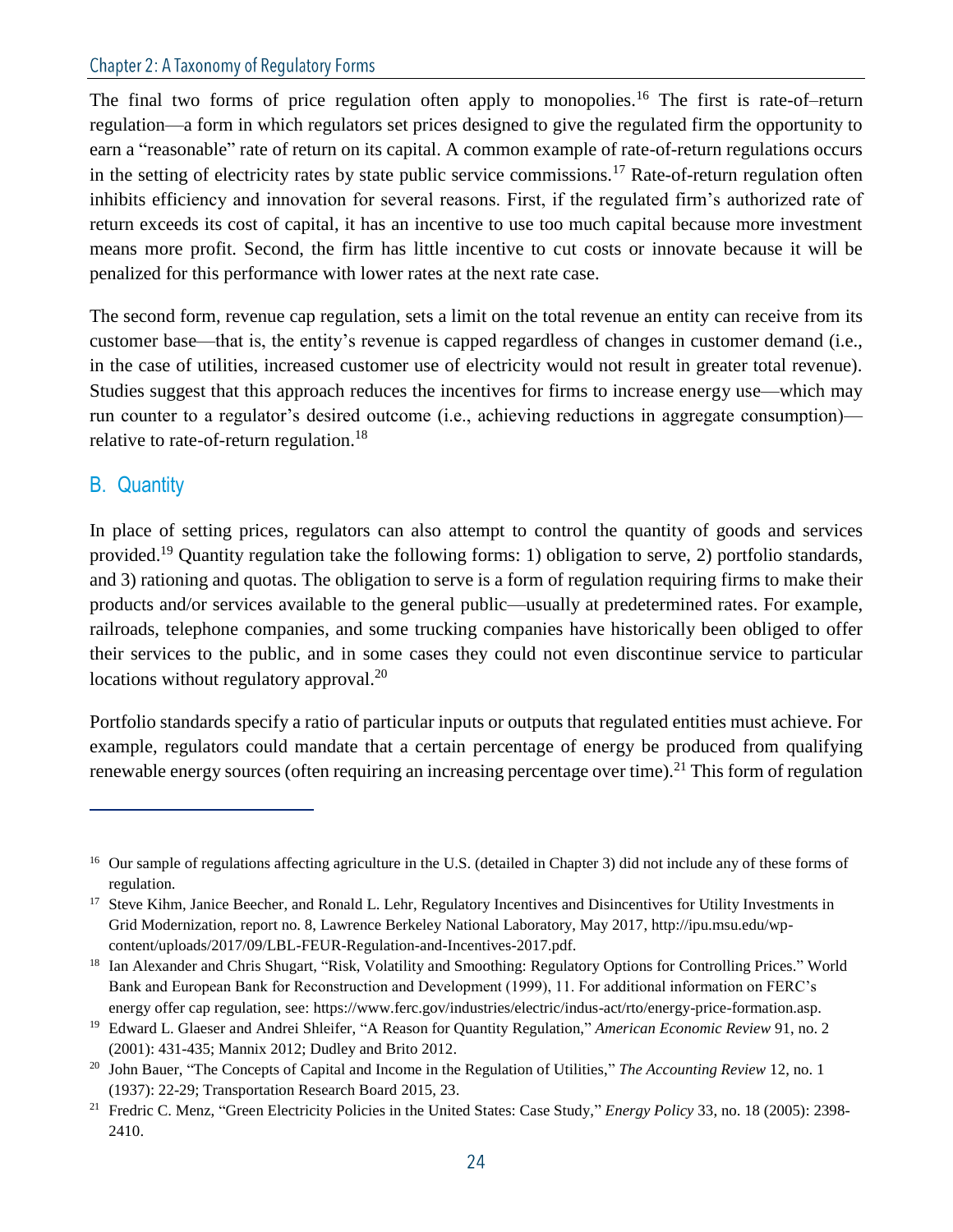The final two forms of price regulation often apply to monopolies.[16] The first is rate-of–return regulation—a form in which regulators set prices designed to give the regulated firm the opportunity to earn a "reasonable" rate of return on its capital. A common example of rate-of-return regulations occurs in the setting of electricity rates by state public service commissions.[17] Rate-of-return regulation often inhibits efficiency and innovation for several reasons. First, if the regulated firm's authorized rate of return exceeds its cost of capital, it has an incentive to use too much capital because more investment means more profit. Second, the firm has little incentive to cut costs or innovate because it will be penalized for this performance with lower rates at the next rate case.

The second form, revenue cap regulation, sets a limit on the total revenue an entity can receive from its customer base—that is, the entity's revenue is capped regardless of changes in customer demand (i.e., in the case of utilities, increased customer use of electricity would not result in greater total revenue). Studies suggest that this approach reduces the incentives for firms to increase energy use—which may run counter to a regulator's desired outcome (i.e., achieving reductions in aggregate consumption)—relative to rate-of-return regulation.[18]

## B. Quantity

In place of setting prices, regulators can also attempt to control the quantity of goods and services provided.[19] Quantity regulation take the following forms: 1) obligation to serve, 2) portfolio standards, and 3) rationing and quotas. The obligation to serve is a form of regulation requiring firms to make their products and/or services available to the general public—usually at predetermined rates. For example, railroads, telephone companies, and some trucking companies have historically been obliged to offer their services to the public, and in some cases they could not even discontinue service to particular locations without regulatory approval.[20]

Portfolio standards specify a ratio of particular inputs or outputs that regulated entities must achieve. For example, regulators could mandate that a certain percentage of energy be produced from qualifying renewable energy sources (often requiring an increasing percentage over time).[21] This form of regulation

---

[16] Our sample of regulations affecting agriculture in the U.S. (detailed in Chapter 3) did not include any of these forms of regulation.

[17] Steve Kihm, Janice Beecher, and Ronald L. Lehr, Regulatory Incentives and Disincentives for Utility Investments in Grid Modernization, report no. 8, Lawrence Berkeley National Laboratory, May 2017, http://ipu.msu.edu/wp-content/uploads/2017/09/LBL-FEUR-Regulation-and-Incentives-2017.pdf.

[18] Ian Alexander and Chris Shugart, "Risk, Volatility and Smoothing: Regulatory Options for Controlling Prices." World Bank and European Bank for Reconstruction and Development (1999), 11. For additional information on FERC's energy offer cap regulation, see: https://www.ferc.gov/industries/electric/indus-act/rto/energy-price-formation.asp.

[19] Edward L. Glaeser and Andrei Shleifer, "A Reason for Quantity Regulation," *American Economic Review* 91, no. 2 (2001): 431-435; Mannix 2012; Dudley and Brito 2012.

[20] John Bauer, "The Concepts of Capital and Income in the Regulation of Utilities," *The Accounting Review* 12, no. 1 (1937): 22-29; Transportation Research Board 2015, 23.

[21] Fredric C. Menz, "Green Electricity Policies in the United States: Case Study," *Energy Policy* 33, no. 18 (2005): 2398-2410.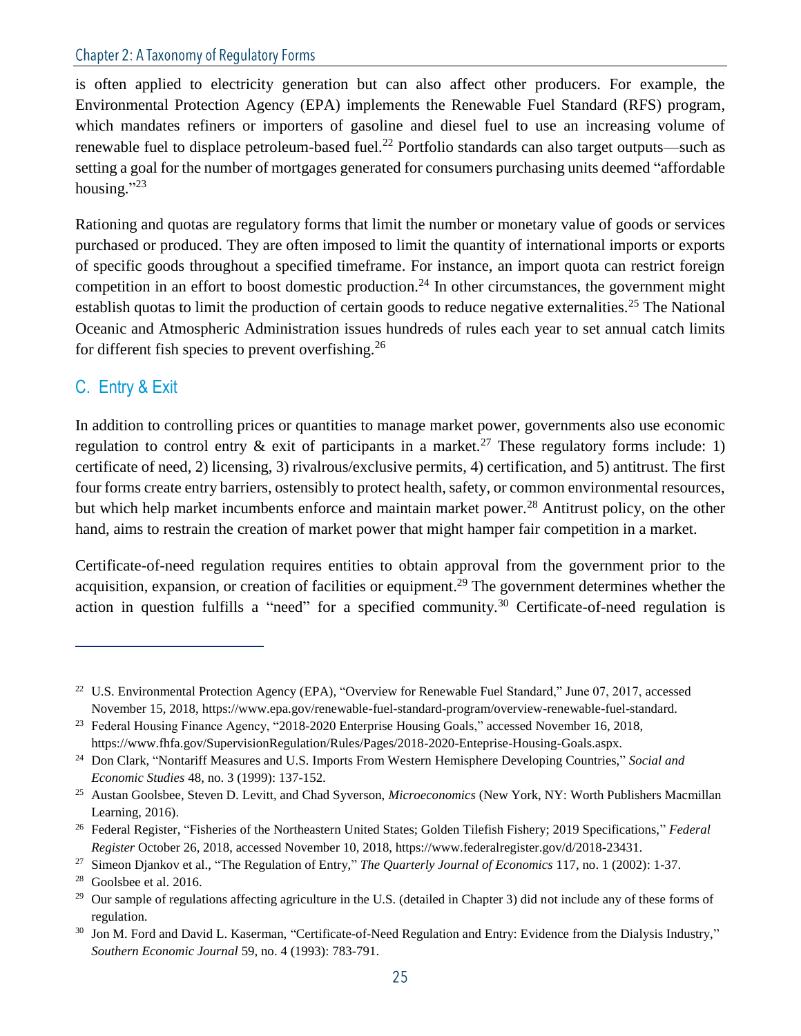is often applied to electricity generation but can also affect other producers. For example, the Environmental Protection Agency (EPA) implements the Renewable Fuel Standard (RFS) program, which mandates refiners or importers of gasoline and diesel fuel to use an increasing volume of renewable fuel to displace petroleum-based fuel.[22] Portfolio standards can also target outputs—such as setting a goal for the number of mortgages generated for consumers purchasing units deemed "affordable housing."[23]

Rationing and quotas are regulatory forms that limit the number or monetary value of goods or services purchased or produced. They are often imposed to limit the quantity of international imports or exports of specific goods throughout a specified timeframe. For instance, an import quota can restrict foreign competition in an effort to boost domestic production.[24] In other circumstances, the government might establish quotas to limit the production of certain goods to reduce negative externalities.[25] The National Oceanic and Atmospheric Administration issues hundreds of rules each year to set annual catch limits for different fish species to prevent overfishing.[26]

## C. Entry & Exit

In addition to controlling prices or quantities to manage market power, governments also use economic regulation to control entry & exit of participants in a market.[27] These regulatory forms include: 1) certificate of need, 2) licensing, 3) rivalrous/exclusive permits, 4) certification, and 5) antitrust. The first four forms create entry barriers, ostensibly to protect health, safety, or common environmental resources, but which help market incumbents enforce and maintain market power.[28] Antitrust policy, on the other hand, aims to restrain the creation of market power that might hamper fair competition in a market.

Certificate-of-need regulation requires entities to obtain approval from the government prior to the acquisition, expansion, or creation of facilities or equipment.[29] The government determines whether the action in question fulfills a "need" for a specified community.[30] Certificate-of-need regulation is

---

[22] U.S. Environmental Protection Agency (EPA), "Overview for Renewable Fuel Standard," June 07, 2017, accessed November 15, 2018, https://www.epa.gov/renewable-fuel-standard-program/overview-renewable-fuel-standard.

[23] Federal Housing Finance Agency, "2018-2020 Enterprise Housing Goals," accessed November 16, 2018, https://www.fhfa.gov/SupervisionRegulation/Rules/Pages/2018-2020-Enteprise-Housing-Goals.aspx.

[24] Don Clark, "Nontariff Measures and U.S. Imports From Western Hemisphere Developing Countries," *Social and Economic Studies* 48, no. 3 (1999): 137-152.

[25] Austan Goolsbee, Steven D. Levitt, and Chad Syverson, *Microeconomics* (New York, NY: Worth Publishers Macmillan Learning, 2016).

[26] Federal Register, "Fisheries of the Northeastern United States; Golden Tilefish Fishery; 2019 Specifications," *Federal Register* October 26, 2018, accessed November 10, 2018, https://www.federalregister.gov/d/2018-23431.

[27] Simeon Djankov et al., "The Regulation of Entry," *The Quarterly Journal of Economics* 117, no. 1 (2002): 1-37.

[28] Goolsbee et al. 2016.

[29] Our sample of regulations affecting agriculture in the U.S. (detailed in Chapter 3) did not include any of these forms of regulation.

[30] Jon M. Ford and David L. Kaserman, "Certificate-of-Need Regulation and Entry: Evidence from the Dialysis Industry," *Southern Economic Journal* 59, no. 4 (1993): 783-791.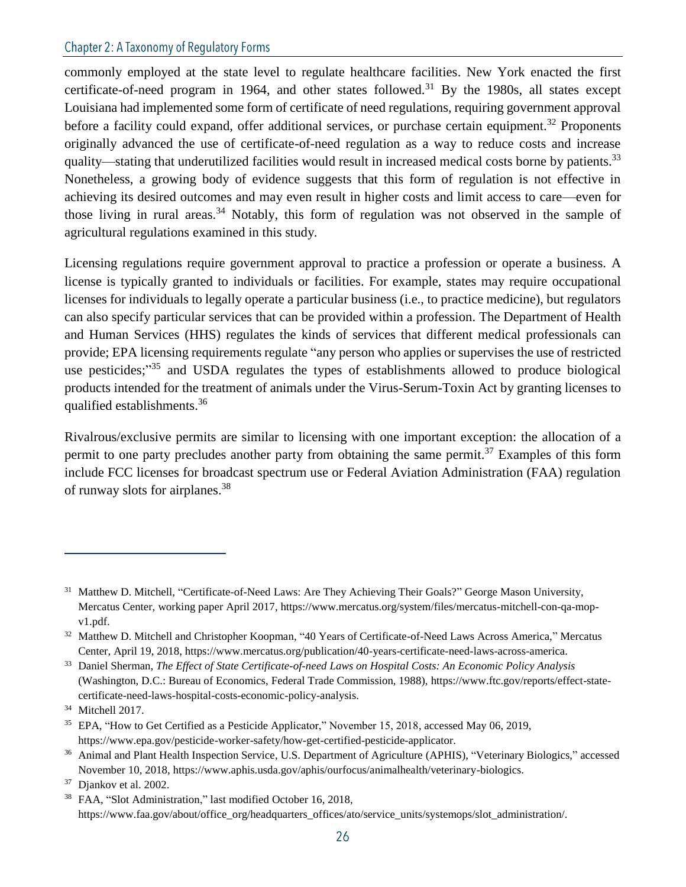commonly employed at the state level to regulate healthcare facilities. New York enacted the first certificate-of-need program in 1964, and other states followed.[31] By the 1980s, all states except Louisiana had implemented some form of certificate of need regulations, requiring government approval before a facility could expand, offer additional services, or purchase certain equipment.[32] Proponents originally advanced the use of certificate-of-need regulation as a way to reduce costs and increase quality—stating that underutilized facilities would result in increased medical costs borne by patients.[33] Nonetheless, a growing body of evidence suggests that this form of regulation is not effective in achieving its desired outcomes and may even result in higher costs and limit access to care—even for those living in rural areas.[34] Notably, this form of regulation was not observed in the sample of agricultural regulations examined in this study.

Licensing regulations require government approval to practice a profession or operate a business. A license is typically granted to individuals or facilities. For example, states may require occupational licenses for individuals to legally operate a particular business (i.e., to practice medicine), but regulators can also specify particular services that can be provided within a profession. The Department of Health and Human Services (HHS) regulates the kinds of services that different medical professionals can provide; EPA licensing requirements regulate "any person who applies or supervises the use of restricted use pesticides;"[35] and USDA regulates the types of establishments allowed to produce biological products intended for the treatment of animals under the Virus-Serum-Toxin Act by granting licenses to qualified establishments.[36]

Rivalrous/exclusive permits are similar to licensing with one important exception: the allocation of a permit to one party precludes another party from obtaining the same permit.[37] Examples of this form include FCC licenses for broadcast spectrum use or Federal Aviation Administration (FAA) regulation of runway slots for airplanes.[38]

---

[31] Matthew D. Mitchell, "Certificate-of-Need Laws: Are They Achieving Their Goals?" George Mason University, Mercatus Center, working paper April 2017, https://www.mercatus.org/system/files/mercatus-mitchell-con-qa-mop-v1.pdf.

[32] Matthew D. Mitchell and Christopher Koopman, "40 Years of Certificate-of-Need Laws Across America," Mercatus Center, April 19, 2018, https://www.mercatus.org/publication/40-years-certificate-need-laws-across-america.

[33] Daniel Sherman, *The Effect of State Certificate-of-need Laws on Hospital Costs: An Economic Policy Analysis* (Washington, D.C.: Bureau of Economics, Federal Trade Commission, 1988), https://www.ftc.gov/reports/effect-state-certificate-need-laws-hospital-costs-economic-policy-analysis.

[34] Mitchell 2017.

[35] EPA, "How to Get Certified as a Pesticide Applicator," November 15, 2018, accessed May 06, 2019, https://www.epa.gov/pesticide-worker-safety/how-get-certified-pesticide-applicator.

[36] Animal and Plant Health Inspection Service, U.S. Department of Agriculture (APHIS), "Veterinary Biologics," accessed November 10, 2018, https://www.aphis.usda.gov/aphis/ourfocus/animalhealth/veterinary-biologics.

[37] Djankov et al. 2002.

[38] FAA, "Slot Administration," last modified October 16, 2018, https://www.faa.gov/about/office_org/headquarters_offices/ato/service_units/systemops/slot_administration/.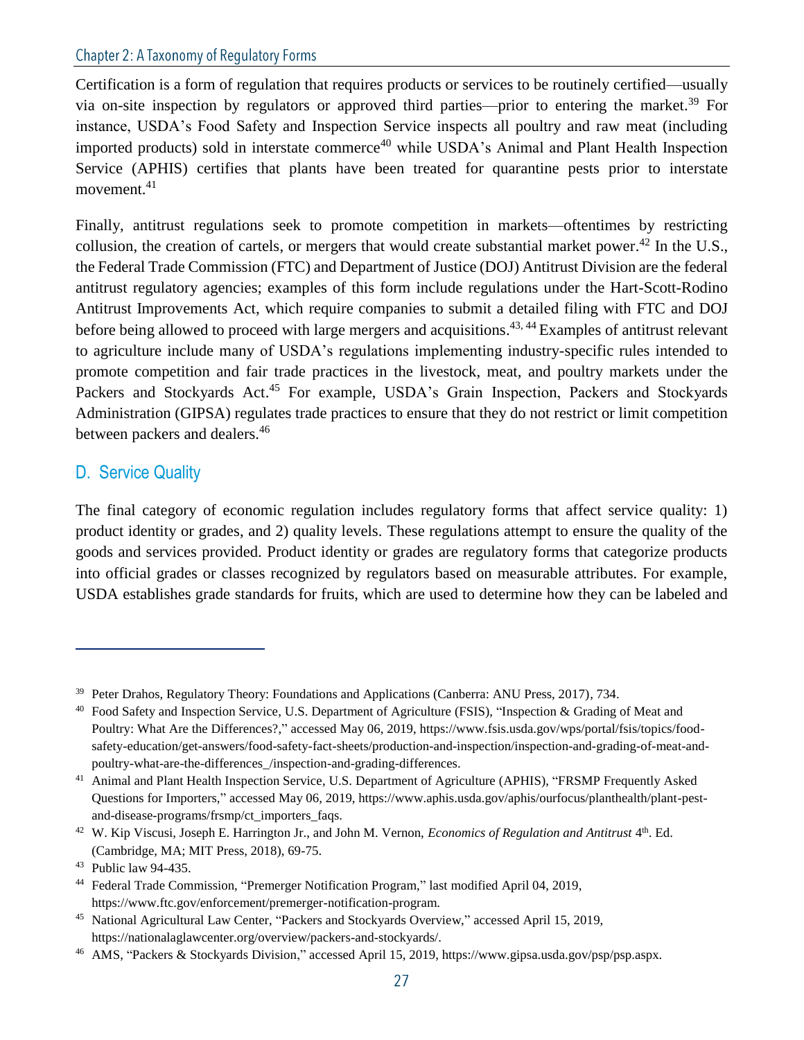Certification is a form of regulation that requires products or services to be routinely certified—usually via on-site inspection by regulators or approved third parties—prior to entering the market.[39] For instance, USDA's Food Safety and Inspection Service inspects all poultry and raw meat (including imported products) sold in interstate commerce[40] while USDA's Animal and Plant Health Inspection Service (APHIS) certifies that plants have been treated for quarantine pests prior to interstate movement.[41]

Finally, antitrust regulations seek to promote competition in markets—oftentimes by restricting collusion, the creation of cartels, or mergers that would create substantial market power.[42] In the U.S., the Federal Trade Commission (FTC) and Department of Justice (DOJ) Antitrust Division are the federal antitrust regulatory agencies; examples of this form include regulations under the Hart-Scott-Rodino Antitrust Improvements Act, which require companies to submit a detailed filing with FTC and DOJ before being allowed to proceed with large mergers and acquisitions.[43, 44] Examples of antitrust relevant to agriculture include many of USDA's regulations implementing industry-specific rules intended to promote competition and fair trade practices in the livestock, meat, and poultry markets under the Packers and Stockyards Act.[45] For example, USDA's Grain Inspection, Packers and Stockyards Administration (GIPSA) regulates trade practices to ensure that they do not restrict or limit competition between packers and dealers.[46]

## D. Service Quality

The final category of economic regulation includes regulatory forms that affect service quality: 1) product identity or grades, and 2) quality levels. These regulations attempt to ensure the quality of the goods and services provided. Product identity or grades are regulatory forms that categorize products into official grades or classes recognized by regulators based on measurable attributes. For example, USDA establishes grade standards for fruits, which are used to determine how they can be labeled and

---

[39] Peter Drahos, Regulatory Theory: Foundations and Applications (Canberra: ANU Press, 2017), 734.

[40] Food Safety and Inspection Service, U.S. Department of Agriculture (FSIS), "Inspection & Grading of Meat and Poultry: What Are the Differences?," accessed May 06, 2019, https://www.fsis.usda.gov/wps/portal/fsis/topics/food-safety-education/get-answers/food-safety-fact-sheets/production-and-inspection/inspection-and-grading-of-meat-and-poultry-what-are-the-differences_/inspection-and-grading-differences.

[41] Animal and Plant Health Inspection Service, U.S. Department of Agriculture (APHIS), "FRSMP Frequently Asked Questions for Importers," accessed May 06, 2019, https://www.aphis.usda.gov/aphis/ourfocus/planthealth/plant-pest-and-disease-programs/frsmp/ct_importers_faqs.

[42] W. Kip Viscusi, Joseph E. Harrington Jr., and John M. Vernon, *Economics of Regulation and Antitrust* 4th. Ed. (Cambridge, MA; MIT Press, 2018), 69-75.

[43] Public law 94-435.

[44] Federal Trade Commission, "Premerger Notification Program," last modified April 04, 2019, https://www.ftc.gov/enforcement/premerger-notification-program.

[45] National Agricultural Law Center, "Packers and Stockyards Overview," accessed April 15, 2019, https://nationalaglawcenter.org/overview/packers-and-stockyards/.

[46] AMS, "Packers & Stockyards Division," accessed April 15, 2019, https://www.gipsa.usda.gov/psp/psp.aspx.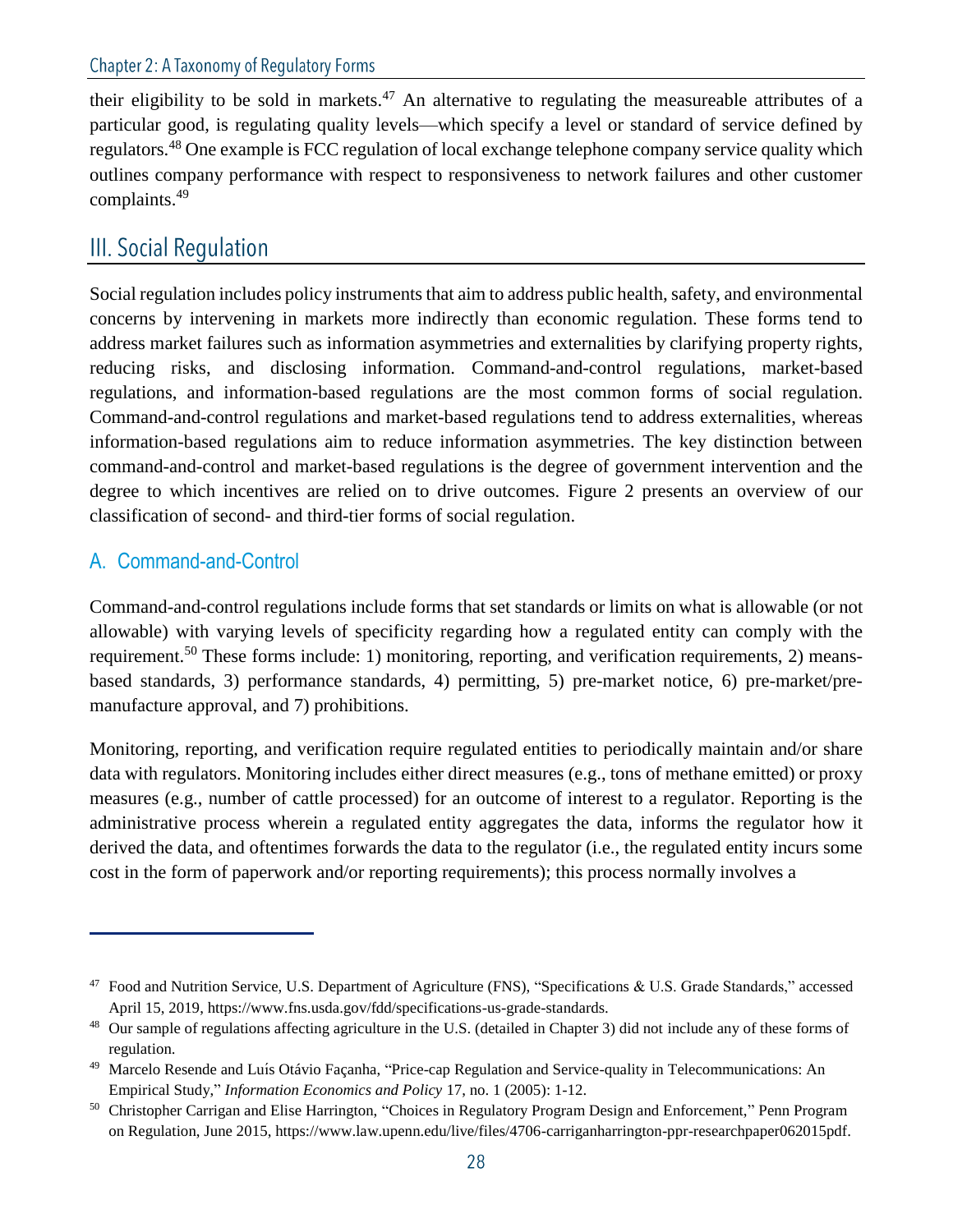their eligibility to be sold in markets.[47] An alternative to regulating the measureable attributes of a particular good, is regulating quality levels—which specify a level or standard of service defined by regulators.[48] One example is FCC regulation of local exchange telephone company service quality which outlines company performance with respect to responsiveness to network failures and other customer complaints.[49]

## III. Social Regulation

Social regulation includes policy instruments that aim to address public health, safety, and environmental concerns by intervening in markets more indirectly than economic regulation. These forms tend to address market failures such as information asymmetries and externalities by clarifying property rights, reducing risks, and disclosing information. Command-and-control regulations, market-based regulations, and information-based regulations are the most common forms of social regulation. Command-and-control regulations and market-based regulations tend to address externalities, whereas information-based regulations aim to reduce information asymmetries. The key distinction between command-and-control and market-based regulations is the degree of government intervention and the degree to which incentives are relied on to drive outcomes. Figure 2 presents an overview of our classification of second- and third-tier forms of social regulation.

### A. Command-and-Control

Command-and-control regulations include forms that set standards or limits on what is allowable (or not allowable) with varying levels of specificity regarding how a regulated entity can comply with the requirement.[50] These forms include: 1) monitoring, reporting, and verification requirements, 2) means-based standards, 3) performance standards, 4) permitting, 5) pre-market notice, 6) pre-market/pre-manufacture approval, and 7) prohibitions.

Monitoring, reporting, and verification require regulated entities to periodically maintain and/or share data with regulators. Monitoring includes either direct measures (e.g., tons of methane emitted) or proxy measures (e.g., number of cattle processed) for an outcome of interest to a regulator. Reporting is the administrative process wherein a regulated entity aggregates the data, informs the regulator how it derived the data, and oftentimes forwards the data to the regulator (i.e., the regulated entity incurs some cost in the form of paperwork and/or reporting requirements); this process normally involves a

---

[47] Food and Nutrition Service, U.S. Department of Agriculture (FNS), "Specifications & U.S. Grade Standards," accessed April 15, 2019, https://www.fns.usda.gov/fdd/specifications-us-grade-standards.

[48] Our sample of regulations affecting agriculture in the U.S. (detailed in Chapter 3) did not include any of these forms of regulation.

[49] Marcelo Resende and Luís Otávio Façanha, "Price-cap Regulation and Service-quality in Telecommunications: An Empirical Study," *Information Economics and Policy* 17, no. 1 (2005): 1-12.

[50] Christopher Carrigan and Elise Harrington, "Choices in Regulatory Program Design and Enforcement," Penn Program on Regulation, June 2015, https://www.law.upenn.edu/live/files/4706-carriganharrington-ppr-researchpaper062015pdf.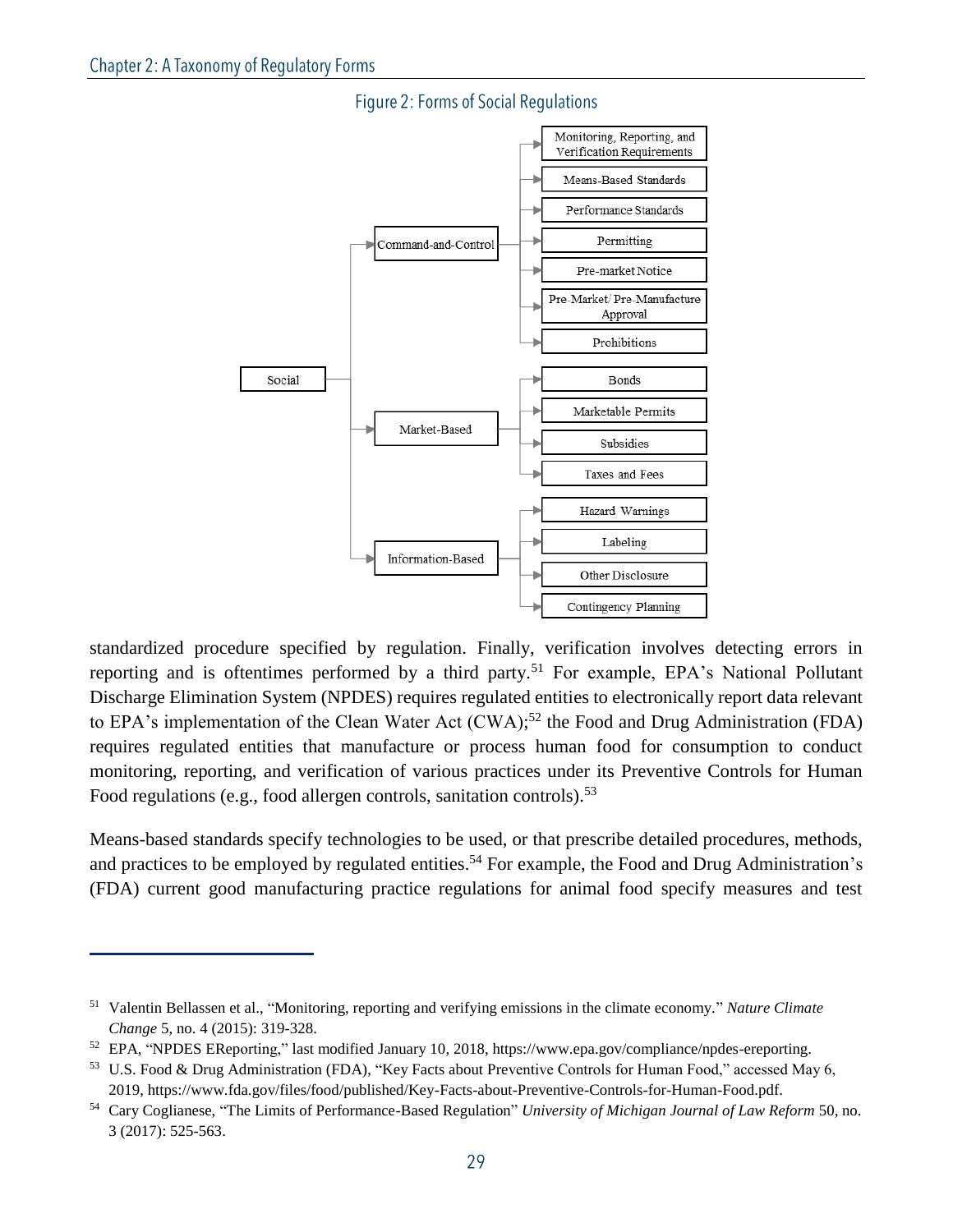Figure 2: Forms of Social Regulations

Social

Command-and-Control
Monitoring, Reporting, and Verification Requirements
Means-Based Standards
Performance Standards
Permitting
Pre-market Notice
Pre-Market/ Pre-Manufacture Approval
Prohibitions

Market-Based
Bonds
Marketable Permits
Subsidies
Taxes and Fees

Information-Based
Hazard Warnings
Labeling
Other Disclosure
Contingency Planning

standardized procedure specified by regulation. Finally, verification involves detecting errors in reporting and is oftentimes performed by a third party.[51] For example, EPA's National Pollutant Discharge Elimination System (NPDES) requires regulated entities to electronically report data relevant to EPA's implementation of the Clean Water Act (CWA);[52] the Food and Drug Administration (FDA) requires regulated entities that manufacture or process human food for consumption to conduct monitoring, reporting, and verification of various practices under its Preventive Controls for Human Food regulations (e.g., food allergen controls, sanitation controls).[53]

Means-based standards specify technologies to be used, or that prescribe detailed procedures, methods, and practices to be employed by regulated entities.[54] For example, the Food and Drug Administration's (FDA) current good manufacturing practice regulations for animal food specify measures and test

---

[51] Valentin Bellassen et al., "Monitoring, reporting and verifying emissions in the climate economy." *Nature Climate Change* 5, no. 4 (2015): 319-328.

[52] EPA, "NPDES EReporting," last modified January 10, 2018, https://www.epa.gov/compliance/npdes-ereporting.

[53] U.S. Food & Drug Administration (FDA), "Key Facts about Preventive Controls for Human Food," accessed May 6, 2019, https://www.fda.gov/files/food/published/Key-Facts-about-Preventive-Controls-for-Human-Food.pdf.

[54] Cary Coglianese, "The Limits of Performance-Based Regulation" *University of Michigan Journal of Law Reform* 50, no. 3 (2017): 525-563.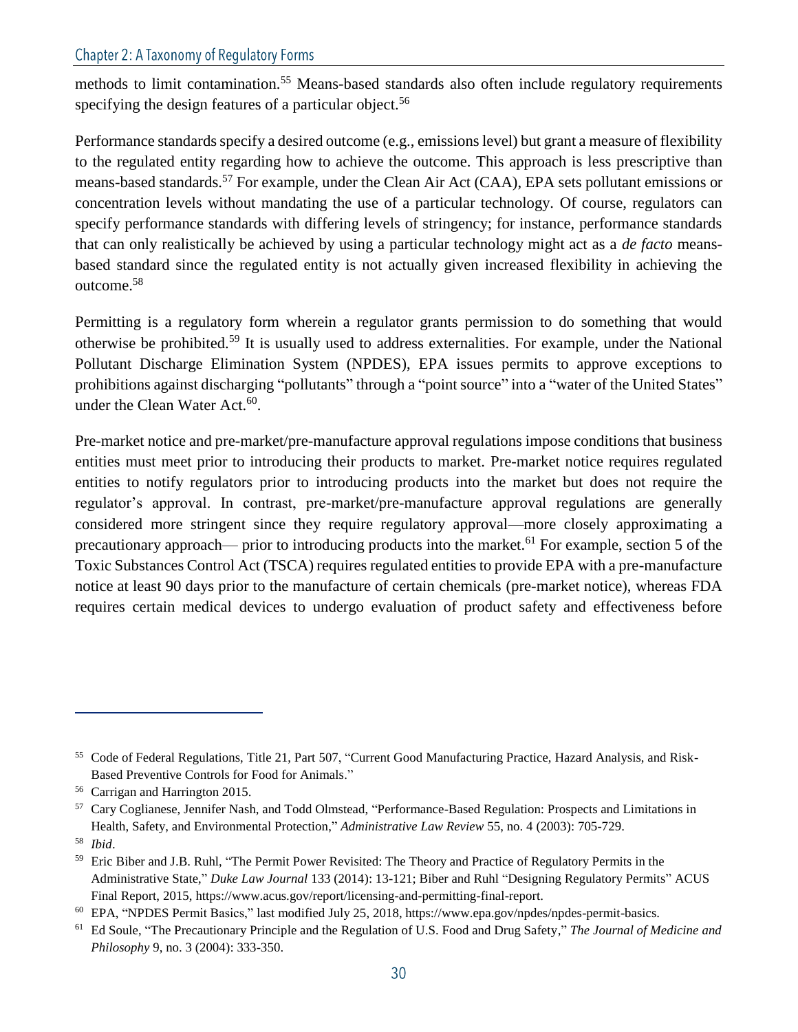methods to limit contamination.[55] Means-based standards also often include regulatory requirements specifying the design features of a particular object.[56]

Performance standards specify a desired outcome (e.g., emissions level) but grant a measure of flexibility to the regulated entity regarding how to achieve the outcome. This approach is less prescriptive than means-based standards.[57] For example, under the Clean Air Act (CAA), EPA sets pollutant emissions or concentration levels without mandating the use of a particular technology. Of course, regulators can specify performance standards with differing levels of stringency; for instance, performance standards that can only realistically be achieved by using a particular technology might act as a *de facto* means-based standard since the regulated entity is not actually given increased flexibility in achieving the outcome.[58]

Permitting is a regulatory form wherein a regulator grants permission to do something that would otherwise be prohibited.[59] It is usually used to address externalities. For example, under the National Pollutant Discharge Elimination System (NPDES), EPA issues permits to approve exceptions to prohibitions against discharging "pollutants" through a "point source" into a "water of the United States" under the Clean Water Act.[60].

Pre-market notice and pre-market/pre-manufacture approval regulations impose conditions that business entities must meet prior to introducing their products to market. Pre-market notice requires regulated entities to notify regulators prior to introducing products into the market but does not require the regulator's approval. In contrast, pre-market/pre-manufacture approval regulations are generally considered more stringent since they require regulatory approval—more closely approximating a precautionary approach— prior to introducing products into the market.[61] For example, section 5 of the Toxic Substances Control Act (TSCA) requires regulated entities to provide EPA with a pre-manufacture notice at least 90 days prior to the manufacture of certain chemicals (pre-market notice), whereas FDA requires certain medical devices to undergo evaluation of product safety and effectiveness before

---

[55] Code of Federal Regulations, Title 21, Part 507, "Current Good Manufacturing Practice, Hazard Analysis, and Risk-Based Preventive Controls for Food for Animals."

[56] Carrigan and Harrington 2015.

[57] Cary Coglianese, Jennifer Nash, and Todd Olmstead, "Performance-Based Regulation: Prospects and Limitations in Health, Safety, and Environmental Protection," *Administrative Law Review* 55, no. 4 (2003): 705-729.

[58] *Ibid*.

[59] Eric Biber and J.B. Ruhl, "The Permit Power Revisited: The Theory and Practice of Regulatory Permits in the Administrative State," *Duke Law Journal* 133 (2014): 13-121; Biber and Ruhl "Designing Regulatory Permits" ACUS Final Report, 2015, https://www.acus.gov/report/licensing-and-permitting-final-report.

[60] EPA, "NPDES Permit Basics," last modified July 25, 2018, https://www.epa.gov/npdes/npdes-permit-basics.

[61] Ed Soule, "The Precautionary Principle and the Regulation of U.S. Food and Drug Safety," *The Journal of Medicine and Philosophy* 9, no. 3 (2004): 333-350.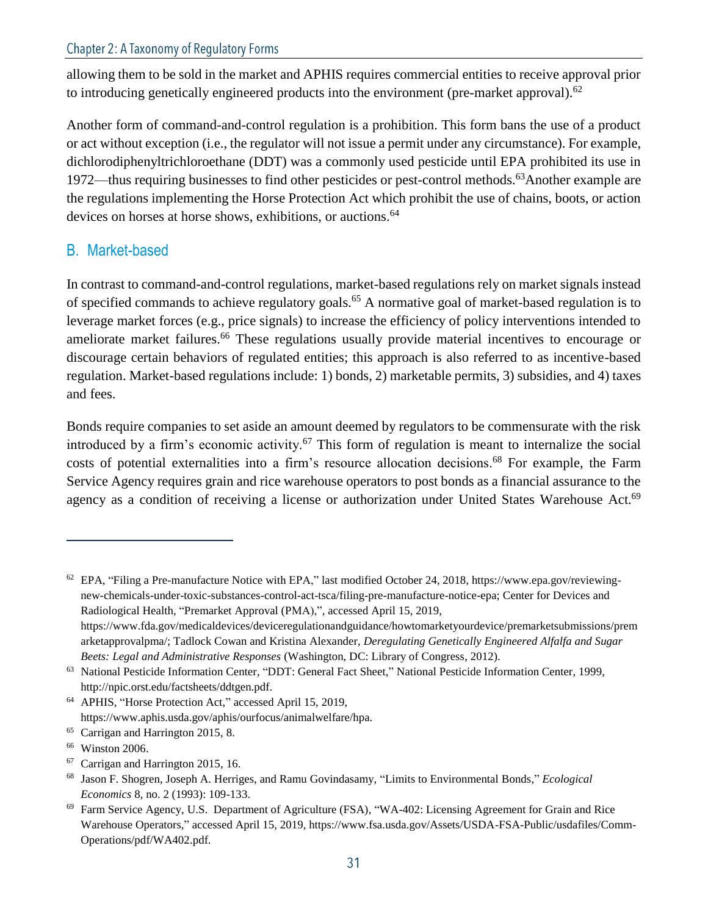allowing them to be sold in the market and APHIS requires commercial entities to receive approval prior to introducing genetically engineered products into the environment (pre-market approval).[62]

Another form of command-and-control regulation is a prohibition. This form bans the use of a product or act without exception (i.e., the regulator will not issue a permit under any circumstance). For example, dichlorodiphenyltrichloroethane (DDT) was a commonly used pesticide until EPA prohibited its use in 1972—thus requiring businesses to find other pesticides or pest-control methods.[63]Another example are the regulations implementing the Horse Protection Act which prohibit the use of chains, boots, or action devices on horses at horse shows, exhibitions, or auctions.[64]

## B. Market-based

In contrast to command-and-control regulations, market-based regulations rely on market signals instead of specified commands to achieve regulatory goals.[65] A normative goal of market-based regulation is to leverage market forces (e.g., price signals) to increase the efficiency of policy interventions intended to ameliorate market failures.[66] These regulations usually provide material incentives to encourage or discourage certain behaviors of regulated entities; this approach is also referred to as incentive-based regulation. Market-based regulations include: 1) bonds, 2) marketable permits, 3) subsidies, and 4) taxes and fees.

Bonds require companies to set aside an amount deemed by regulators to be commensurate with the risk introduced by a firm's economic activity.[67] This form of regulation is meant to internalize the social costs of potential externalities into a firm's resource allocation decisions.[68] For example, the Farm Service Agency requires grain and rice warehouse operators to post bonds as a financial assurance to the agency as a condition of receiving a license or authorization under United States Warehouse Act.[69]

---

[62] EPA, "Filing a Pre-manufacture Notice with EPA," last modified October 24, 2018, https://www.epa.gov/reviewing-new-chemicals-under-toxic-substances-control-act-tsca/filing-pre-manufacture-notice-epa; Center for Devices and Radiological Health, "Premarket Approval (PMA),", accessed April 15, 2019, https://www.fda.gov/medicaldevices/deviceregulationandguidance/howtomarketyourdevice/premarketsubmissions/premarketapprovalpma/; Tadlock Cowan and Kristina Alexander, *Deregulating Genetically Engineered Alfalfa and Sugar Beets: Legal and Administrative Responses* (Washington, DC: Library of Congress, 2012).

[63] National Pesticide Information Center, "DDT: General Fact Sheet," National Pesticide Information Center, 1999, http://npic.orst.edu/factsheets/ddtgen.pdf.

[64] APHIS, "Horse Protection Act," accessed April 15, 2019, https://www.aphis.usda.gov/aphis/ourfocus/animalwelfare/hpa.

[65] Carrigan and Harrington 2015, 8.

[66] Winston 2006.

[67] Carrigan and Harrington 2015, 16.

[68] Jason F. Shogren, Joseph A. Herriges, and Ramu Govindasamy, "Limits to Environmental Bonds," *Ecological Economics* 8, no. 2 (1993): 109-133.

[69] Farm Service Agency, U.S. Department of Agriculture (FSA), "WA-402: Licensing Agreement for Grain and Rice Warehouse Operators," accessed April 15, 2019, https://www.fsa.usda.gov/Assets/USDA-FSA-Public/usdafiles/Comm-Operations/pdf/WA402.pdf.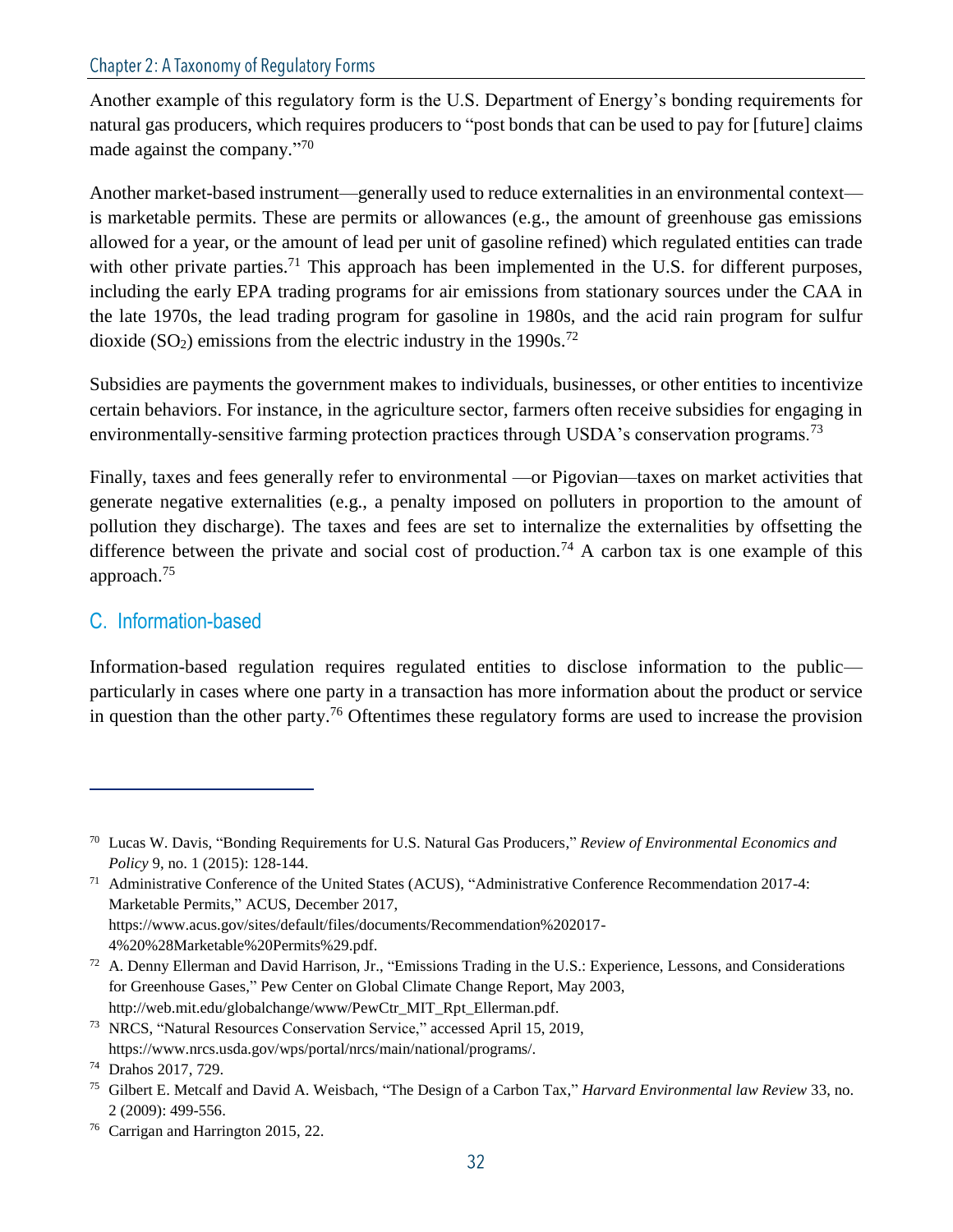Another example of this regulatory form is the U.S. Department of Energy's bonding requirements for natural gas producers, which requires producers to "post bonds that can be used to pay for [future] claims made against the company."[70]

Another market-based instrument—generally used to reduce externalities in an environmental context—is marketable permits. These are permits or allowances (e.g., the amount of greenhouse gas emissions allowed for a year, or the amount of lead per unit of gasoline refined) which regulated entities can trade with other private parties.[71] This approach has been implemented in the U.S. for different purposes, including the early EPA trading programs for air emissions from stationary sources under the CAA in the late 1970s, the lead trading program for gasoline in 1980s, and the acid rain program for sulfur dioxide ($SO_2$) emissions from the electric industry in the 1990s.[72]

Subsidies are payments the government makes to individuals, businesses, or other entities to incentivize certain behaviors. For instance, in the agriculture sector, farmers often receive subsidies for engaging in environmentally-sensitive farming protection practices through USDA's conservation programs.[73]

Finally, taxes and fees generally refer to environmental —or Pigovian—taxes on market activities that generate negative externalities (e.g., a penalty imposed on polluters in proportion to the amount of pollution they discharge). The taxes and fees are set to internalize the externalities by offsetting the difference between the private and social cost of production.[74] A carbon tax is one example of this approach.[75]

## C. Information-based

Information-based regulation requires regulated entities to disclose information to the public—particularly in cases where one party in a transaction has more information about the product or service in question than the other party.[76] Oftentimes these regulatory forms are used to increase the provision

---

[70] Lucas W. Davis, "Bonding Requirements for U.S. Natural Gas Producers," *Review of Environmental Economics and Policy* 9, no. 1 (2015): 128-144.

[71] Administrative Conference of the United States (ACUS), "Administrative Conference Recommendation 2017-4: Marketable Permits," ACUS, December 2017, https://www.acus.gov/sites/default/files/documents/Recommendation%202017-4%20%28Marketable%20Permits%29.pdf.

[72] A. Denny Ellerman and David Harrison, Jr., "Emissions Trading in the U.S.: Experience, Lessons, and Considerations for Greenhouse Gases," Pew Center on Global Climate Change Report, May 2003, http://web.mit.edu/globalchange/www/PewCtr_MIT_Rpt_Ellerman.pdf.

[73] NRCS, "Natural Resources Conservation Service," accessed April 15, 2019, https://www.nrcs.usda.gov/wps/portal/nrcs/main/national/programs/.

[74] Drahos 2017, 729.

[75] Gilbert E. Metcalf and David A. Weisbach, "The Design of a Carbon Tax," *Harvard Environmental law Review* 33, no. 2 (2009): 499-556.

[76] Carrigan and Harrington 2015, 22.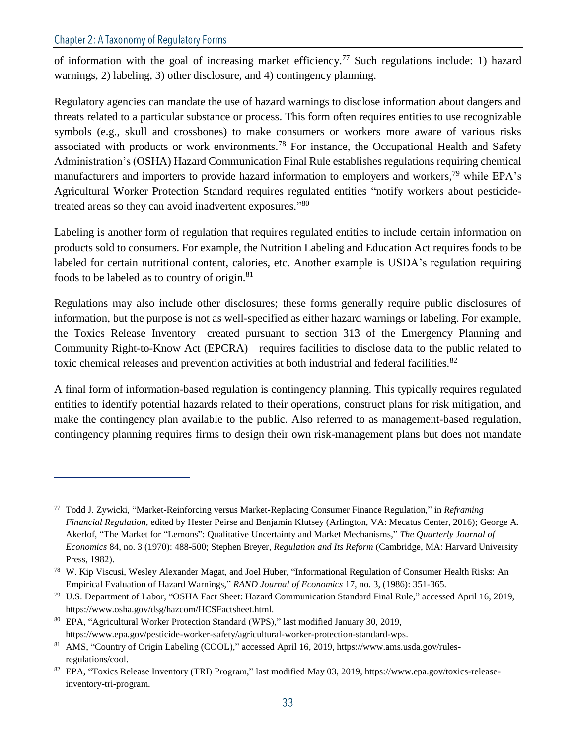of information with the goal of increasing market efficiency.[77] Such regulations include: 1) hazard warnings, 2) labeling, 3) other disclosure, and 4) contingency planning.

Regulatory agencies can mandate the use of hazard warnings to disclose information about dangers and threats related to a particular substance or process. This form often requires entities to use recognizable symbols (e.g., skull and crossbones) to make consumers or workers more aware of various risks associated with products or work environments.[78] For instance, the Occupational Health and Safety Administration's (OSHA) Hazard Communication Final Rule establishes regulations requiring chemical manufacturers and importers to provide hazard information to employers and workers,[79] while EPA's Agricultural Worker Protection Standard requires regulated entities "notify workers about pesticide-treated areas so they can avoid inadvertent exposures."[80]

Labeling is another form of regulation that requires regulated entities to include certain information on products sold to consumers. For example, the Nutrition Labeling and Education Act requires foods to be labeled for certain nutritional content, calories, etc. Another example is USDA's regulation requiring foods to be labeled as to country of origin.[81]

Regulations may also include other disclosures; these forms generally require public disclosures of information, but the purpose is not as well-specified as either hazard warnings or labeling. For example, the Toxics Release Inventory—created pursuant to section 313 of the Emergency Planning and Community Right-to-Know Act (EPCRA)—requires facilities to disclose data to the public related to toxic chemical releases and prevention activities at both industrial and federal facilities.[82]

A final form of information-based regulation is contingency planning. This typically requires regulated entities to identify potential hazards related to their operations, construct plans for risk mitigation, and make the contingency plan available to the public. Also referred to as management-based regulation, contingency planning requires firms to design their own risk-management plans but does not mandate

---

[77] Todd J. Zywicki, "Market-Reinforcing versus Market-Replacing Consumer Finance Regulation," in *Reframing Financial Regulation*, edited by Hester Peirse and Benjamin Klutsey (Arlington, VA: Mecatus Center, 2016); George A. Akerlof, "The Market for "Lemons": Qualitative Uncertainty and Market Mechanisms," *The Quarterly Journal of Economics* 84, no. 3 (1970): 488-500; Stephen Breyer, *Regulation and Its Reform* (Cambridge, MA: Harvard University Press, 1982).

[78] W. Kip Viscusi, Wesley Alexander Magat, and Joel Huber, "Informational Regulation of Consumer Health Risks: An Empirical Evaluation of Hazard Warnings," *RAND Journal of Economics* 17, no. 3, (1986): 351-365.

[79] U.S. Department of Labor, "OSHA Fact Sheet: Hazard Communication Standard Final Rule," accessed April 16, 2019, https://www.osha.gov/dsg/hazcom/HCSFactsheet.html.

[80] EPA, "Agricultural Worker Protection Standard (WPS)," last modified January 30, 2019, https://www.epa.gov/pesticide-worker-safety/agricultural-worker-protection-standard-wps.

[81] AMS, "Country of Origin Labeling (COOL)," accessed April 16, 2019, https://www.ams.usda.gov/rules-regulations/cool.

[82] EPA, "Toxics Release Inventory (TRI) Program," last modified May 03, 2019, https://www.epa.gov/toxics-release-inventory-tri-program.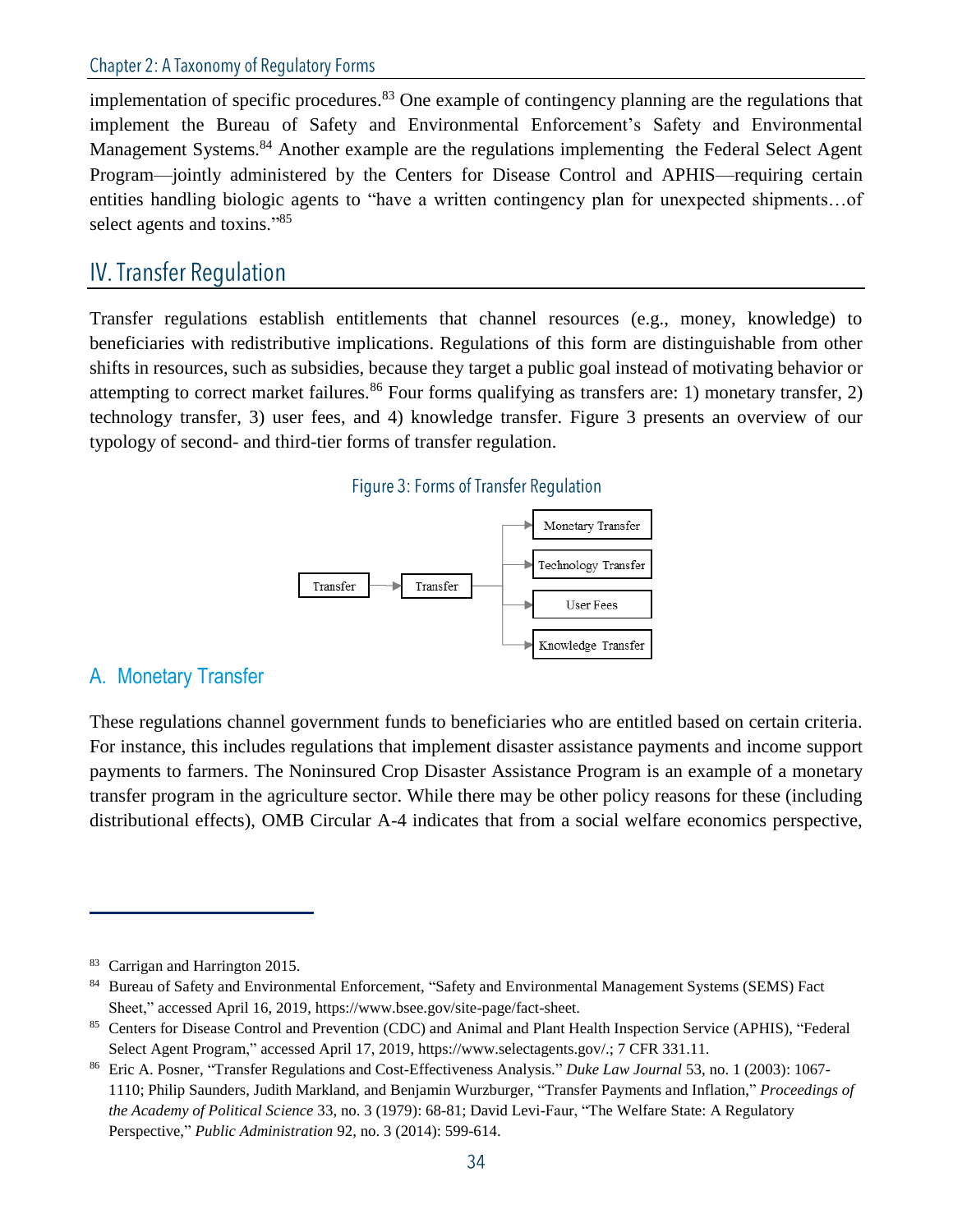implementation of specific procedures.[83] One example of contingency planning are the regulations that implement the Bureau of Safety and Environmental Enforcement's Safety and Environmental Management Systems.[84] Another example are the regulations implementing the Federal Select Agent Program—jointly administered by the Centers for Disease Control and APHIS—requiring certain entities handling biologic agents to "have a written contingency plan for unexpected shipments…of select agents and toxins."[85]

## IV. Transfer Regulation

Transfer regulations establish entitlements that channel resources (e.g., money, knowledge) to beneficiaries with redistributive implications. Regulations of this form are distinguishable from other shifts in resources, such as subsidies, because they target a public goal instead of motivating behavior or attempting to correct market failures.[86] Four forms qualifying as transfers are: 1) monetary transfer, 2) technology transfer, 3) user fees, and 4) knowledge transfer. Figure 3 presents an overview of our typology of second- and third-tier forms of transfer regulation.

Figure 3: Forms of Transfer Regulation

Transfer
Transfer
Monetary Transfer
Technology Transfer
User Fees
Knowledge Transfer

### A. Monetary Transfer

These regulations channel government funds to beneficiaries who are entitled based on certain criteria. For instance, this includes regulations that implement disaster assistance payments and income support payments to farmers. The Noninsured Crop Disaster Assistance Program is an example of a monetary transfer program in the agriculture sector. While there may be other policy reasons for these (including distributional effects), OMB Circular A-4 indicates that from a social welfare economics perspective,

---

[83] Carrigan and Harrington 2015.

[84] Bureau of Safety and Environmental Enforcement, "Safety and Environmental Management Systems (SEMS) Fact Sheet," accessed April 16, 2019, https://www.bsee.gov/site-page/fact-sheet.

[85] Centers for Disease Control and Prevention (CDC) and Animal and Plant Health Inspection Service (APHIS), "Federal Select Agent Program," accessed April 17, 2019, https://www.selectagents.gov/.; 7 CFR 331.11.

[86] Eric A. Posner, "Transfer Regulations and Cost-Effectiveness Analysis." *Duke Law Journal* 53, no. 1 (2003): 1067-1110; Philip Saunders, Judith Markland, and Benjamin Wurzburger, "Transfer Payments and Inflation," *Proceedings of the Academy of Political Science* 33, no. 3 (1979): 68-81; David Levi-Faur, "The Welfare State: A Regulatory Perspective," *Public Administration* 92, no. 3 (2014): 599-614.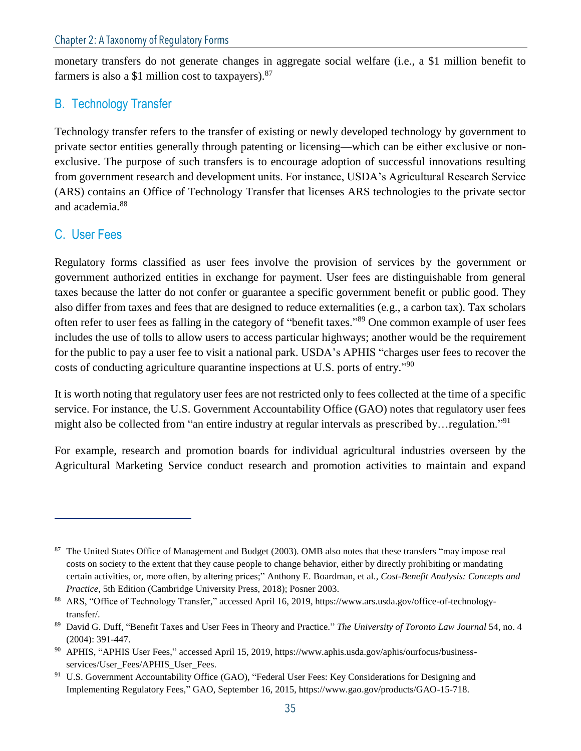monetary transfers do not generate changes in aggregate social welfare (i.e., a $1 million benefit to farmers is also a $1 million cost to taxpayers).[87]

## B. Technology Transfer

Technology transfer refers to the transfer of existing or newly developed technology by government to private sector entities generally through patenting or licensing—which can be either exclusive or non-exclusive. The purpose of such transfers is to encourage adoption of successful innovations resulting from government research and development units. For instance, USDA's Agricultural Research Service (ARS) contains an Office of Technology Transfer that licenses ARS technologies to the private sector and academia.[88]

## C. User Fees

Regulatory forms classified as user fees involve the provision of services by the government or government authorized entities in exchange for payment. User fees are distinguishable from general taxes because the latter do not confer or guarantee a specific government benefit or public good. They also differ from taxes and fees that are designed to reduce externalities (e.g., a carbon tax). Tax scholars often refer to user fees as falling in the category of "benefit taxes."[89] One common example of user fees includes the use of tolls to allow users to access particular highways; another would be the requirement for the public to pay a user fee to visit a national park. USDA's APHIS "charges user fees to recover the costs of conducting agriculture quarantine inspections at U.S. ports of entry."[90]

It is worth noting that regulatory user fees are not restricted only to fees collected at the time of a specific service. For instance, the U.S. Government Accountability Office (GAO) notes that regulatory user fees might also be collected from "an entire industry at regular intervals as prescribed by…regulation."[91]

For example, research and promotion boards for individual agricultural industries overseen by the Agricultural Marketing Service conduct research and promotion activities to maintain and expand

---

[87] The United States Office of Management and Budget (2003). OMB also notes that these transfers "may impose real costs on society to the extent that they cause people to change behavior, either by directly prohibiting or mandating certain activities, or, more often, by altering prices;" Anthony E. Boardman, et al., *Cost-Benefit Analysis: Concepts and Practice*, 5th Edition (Cambridge University Press, 2018); Posner 2003.

[88] ARS, "Office of Technology Transfer," accessed April 16, 2019, https://www.ars.usda.gov/office-of-technology-transfer/.

[89] David G. Duff, "Benefit Taxes and User Fees in Theory and Practice." *The University of Toronto Law Journal* 54, no. 4 (2004): 391-447.

[90] APHIS, "APHIS User Fees," accessed April 15, 2019, https://www.aphis.usda.gov/aphis/ourfocus/business-services/User_Fees/APHIS_User_Fees.

[91] U.S. Government Accountability Office (GAO), "Federal User Fees: Key Considerations for Designing and Implementing Regulatory Fees," GAO, September 16, 2015, https://www.gao.gov/products/GAO-15-718.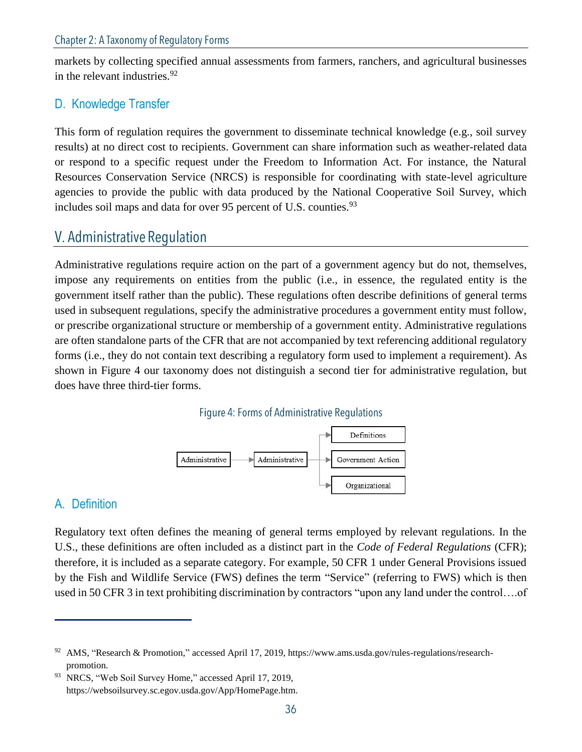markets by collecting specified annual assessments from farmers, ranchers, and agricultural businesses in the relevant industries.[92]

### D. Knowledge Transfer

This form of regulation requires the government to disseminate technical knowledge (e.g., soil survey results) at no direct cost to recipients. Government can share information such as weather-related data or respond to a specific request under the Freedom to Information Act. For instance, the Natural Resources Conservation Service (NRCS) is responsible for coordinating with state-level agriculture agencies to provide the public with data produced by the National Cooperative Soil Survey, which includes soil maps and data for over 95 percent of U.S. counties.[93]

## V. Administrative Regulation

Administrative regulations require action on the part of a government agency but do not, themselves, impose any requirements on entities from the public (i.e., in essence, the regulated entity is the government itself rather than the public). These regulations often describe definitions of general terms used in subsequent regulations, specify the administrative procedures a government entity must follow, or prescribe organizational structure or membership of a government entity. Administrative regulations are often standalone parts of the CFR that are not accompanied by text referencing additional regulatory forms (i.e., they do not contain text describing a regulatory form used to implement a requirement). As shown in Figure 4 our taxonomy does not distinguish a second tier for administrative regulation, but does have three third-tier forms.

Figure 4: Forms of Administrative Regulations

Administrative

Administrative

Definitions

Government Action

Organizational

### A. Definition

Regulatory text often defines the meaning of general terms employed by relevant regulations. In the U.S., these definitions are often included as a distinct part in the *Code of Federal Regulations* (CFR); therefore, it is included as a separate category. For example, 50 CFR 1 under General Provisions issued by the Fish and Wildlife Service (FWS) defines the term "Service" (referring to FWS) which is then used in 50 CFR 3 in text prohibiting discrimination by contractors "upon any land under the control….of

---

[92] AMS, "Research & Promotion," accessed April 17, 2019, https://www.ams.usda.gov/rules-regulations/research-promotion.

[93] NRCS, "Web Soil Survey Home," accessed April 17, 2019, https://websoilsurvey.sc.egov.usda.gov/App/HomePage.htm.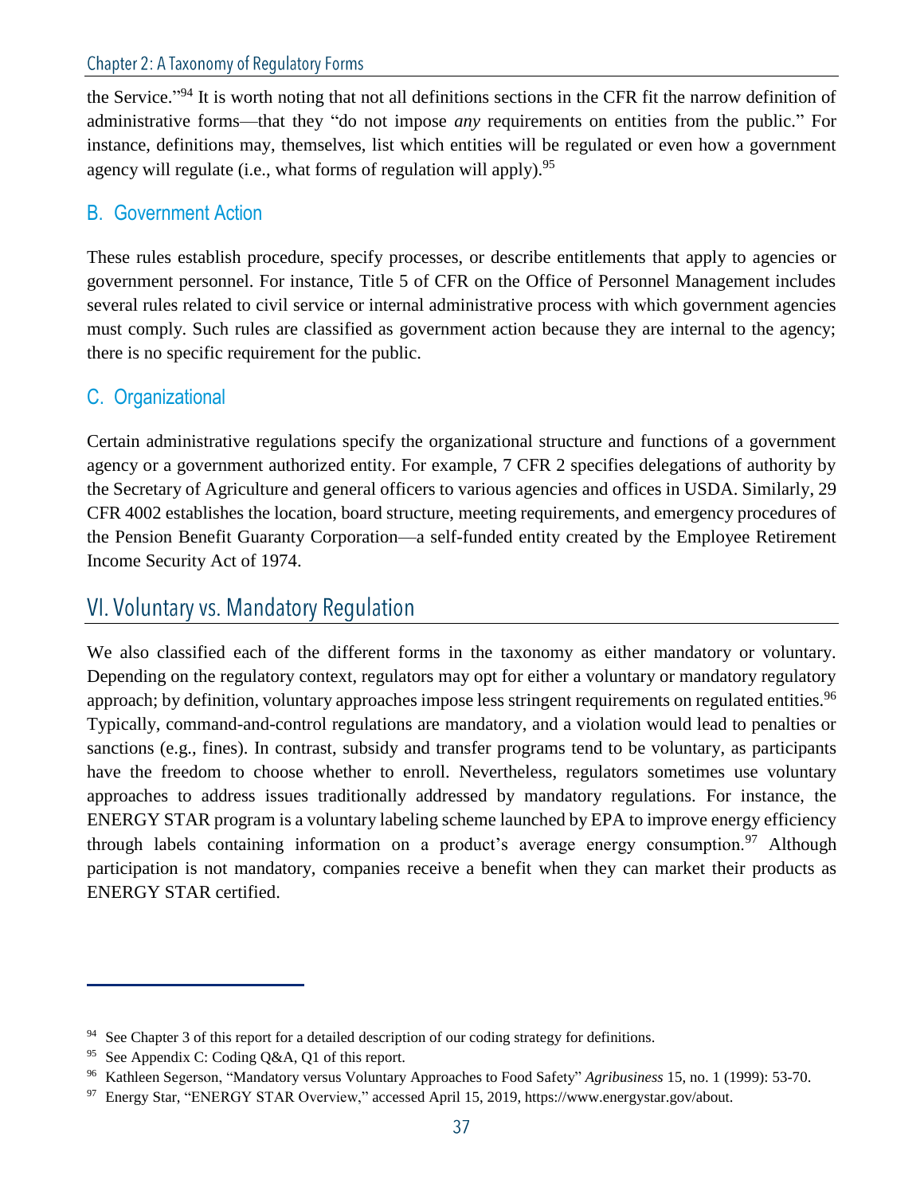the Service."[94] It is worth noting that not all definitions sections in the CFR fit the narrow definition of administrative forms—that they "do not impose *any* requirements on entities from the public." For instance, definitions may, themselves, list which entities will be regulated or even how a government agency will regulate (i.e., what forms of regulation will apply).[95]

### B. Government Action

These rules establish procedure, specify processes, or describe entitlements that apply to agencies or government personnel. For instance, Title 5 of CFR on the Office of Personnel Management includes several rules related to civil service or internal administrative process with which government agencies must comply. Such rules are classified as government action because they are internal to the agency; there is no specific requirement for the public.

### C. Organizational

Certain administrative regulations specify the organizational structure and functions of a government agency or a government authorized entity. For example, 7 CFR 2 specifies delegations of authority by the Secretary of Agriculture and general officers to various agencies and offices in USDA. Similarly, 29 CFR 4002 establishes the location, board structure, meeting requirements, and emergency procedures of the Pension Benefit Guaranty Corporation—a self-funded entity created by the Employee Retirement Income Security Act of 1974.

## VI. Voluntary vs. Mandatory Regulation

We also classified each of the different forms in the taxonomy as either mandatory or voluntary. Depending on the regulatory context, regulators may opt for either a voluntary or mandatory regulatory approach; by definition, voluntary approaches impose less stringent requirements on regulated entities.[96] Typically, command-and-control regulations are mandatory, and a violation would lead to penalties or sanctions (e.g., fines). In contrast, subsidy and transfer programs tend to be voluntary, as participants have the freedom to choose whether to enroll. Nevertheless, regulators sometimes use voluntary approaches to address issues traditionally addressed by mandatory regulations. For instance, the ENERGY STAR program is a voluntary labeling scheme launched by EPA to improve energy efficiency through labels containing information on a product's average energy consumption.[97] Although participation is not mandatory, companies receive a benefit when they can market their products as ENERGY STAR certified.

---

[94] See Chapter 3 of this report for a detailed description of our coding strategy for definitions.

[95] See Appendix C: Coding Q&A, Q1 of this report.

[96] Kathleen Segerson, "Mandatory versus Voluntary Approaches to Food Safety" *Agribusiness* 15, no. 1 (1999): 53-70.

[97] Energy Star, "ENERGY STAR Overview," accessed April 15, 2019, https://www.energystar.gov/about.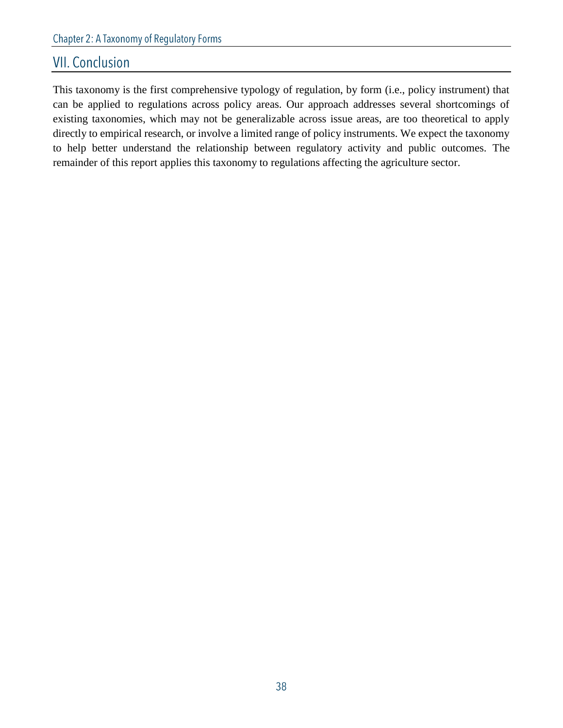## VII. Conclusion

This taxonomy is the first comprehensive typology of regulation, by form (i.e., policy instrument) that can be applied to regulations across policy areas. Our approach addresses several shortcomings of existing taxonomies, which may not be generalizable across issue areas, are too theoretical to apply directly to empirical research, or involve a limited range of policy instruments. We expect the taxonomy to help better understand the relationship between regulatory activity and public outcomes. The remainder of this report applies this taxonomy to regulations affecting the agriculture sector.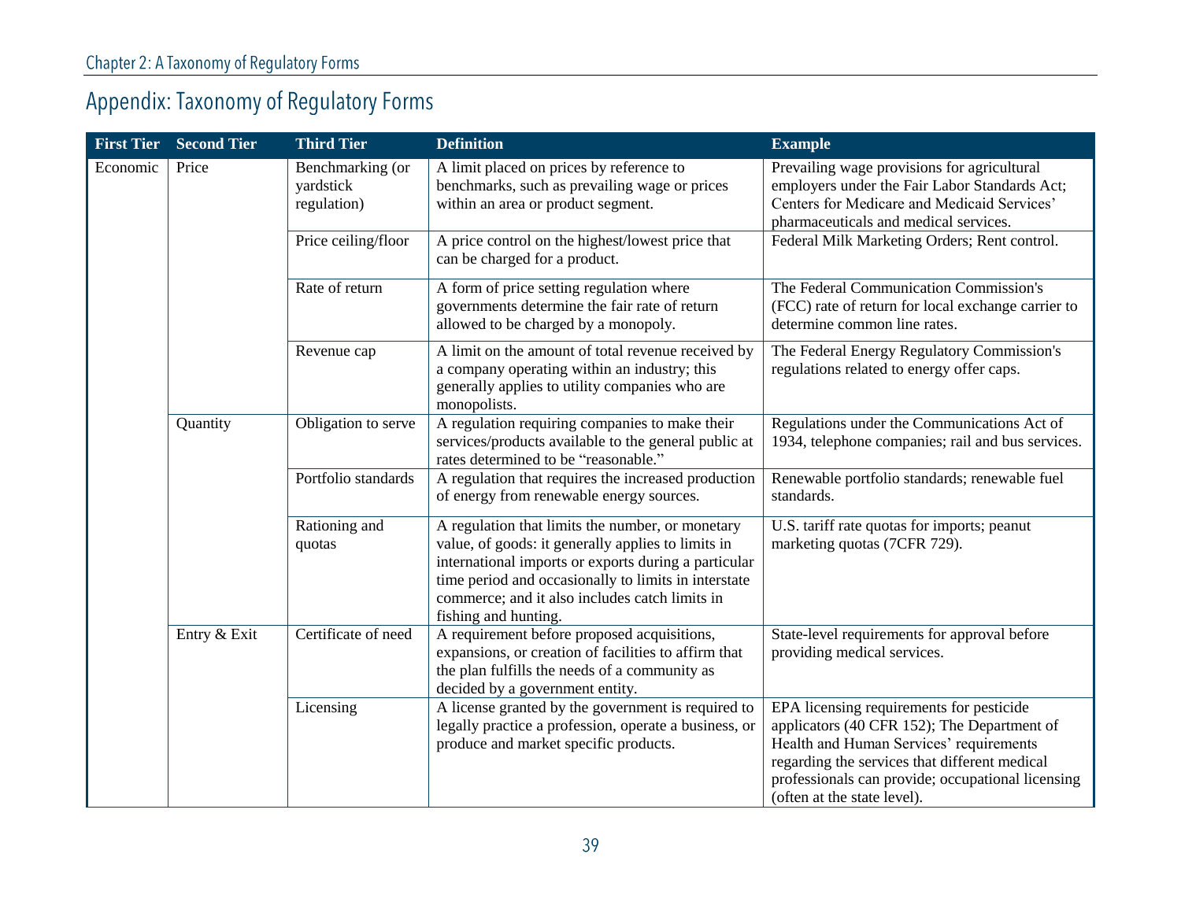## Appendix: Taxonomy of Regulatory Forms

| First Tier | Second Tier | Third Tier | Definition | Example |
|---|---|---|---|---|
| Economic | Price | Benchmarking (or yardstick regulation) | A limit placed on prices by reference to benchmarks, such as prevailing wage or prices within an area or product segment. | Prevailing wage provisions for agricultural employers under the Fair Labor Standards Act; Centers for Medicare and Medicaid Services' pharmaceuticals and medical services. |
| | | Price ceiling/floor | A price control on the highest/lowest price that can be charged for a product. | Federal Milk Marketing Orders; Rent control. |
| | | Rate of return | A form of price setting regulation where governments determine the fair rate of return allowed to be charged by a monopoly. | The Federal Communication Commission's (FCC) rate of return for local exchange carrier to determine common line rates. |
| | | Revenue cap | A limit on the amount of total revenue received by a company operating within an industry; this generally applies to utility companies who are monopolists. | The Federal Energy Regulatory Commission's regulations related to energy offer caps. |
| | Quantity | Obligation to serve | A regulation requiring companies to make their services/products available to the general public at rates determined to be "reasonable." | Regulations under the Communications Act of 1934, telephone companies; rail and bus services. |
| | | Portfolio standards | A regulation that requires the increased production of energy from renewable energy sources. | Renewable portfolio standards; renewable fuel standards. |
| | | Rationing and quotas | A regulation that limits the number, or monetary value, of goods: it generally applies to limits in international imports or exports during a particular time period and occasionally to limits in interstate commerce; and it also includes catch limits in fishing and hunting. | U.S. tariff rate quotas for imports; peanut marketing quotas (7CFR 729). |
| | Entry & Exit | Certificate of need | A requirement before proposed acquisitions, expansions, or creation of facilities to affirm that the plan fulfills the needs of a community as decided by a government entity. | State-level requirements for approval before providing medical services. |
| | | Licensing | A license granted by the government is required to legally practice a profession, operate a business, or produce and market specific products. | EPA licensing requirements for pesticide applicators (40 CFR 152); The Department of Health and Human Services' requirements regarding the services that different medical professionals can provide; occupational licensing (often at the state level). |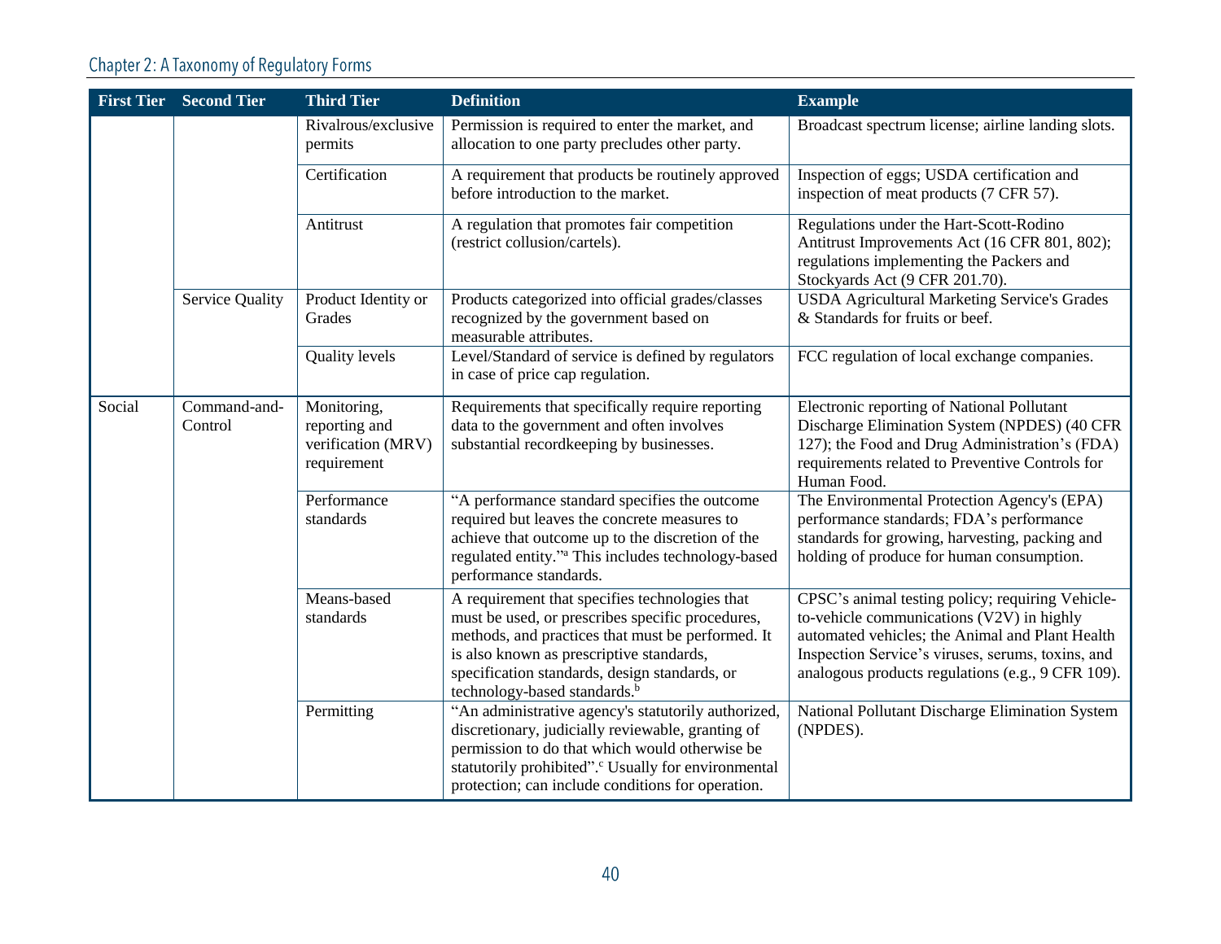| First Tier | Second Tier | Third Tier | Definition | Example |
|---|---|---|---|---|
| | | Rivalrous/exclusive permits | Permission is required to enter the market, and allocation to one party precludes other party. | Broadcast spectrum license; airline landing slots. |
| | | Certification | A requirement that products be routinely approved before introduction to the market. | Inspection of eggs; USDA certification and inspection of meat products (7 CFR 57). |
| | | Antitrust | A regulation that promotes fair competition (restrict collusion/cartels). | Regulations under the Hart-Scott-Rodino Antitrust Improvements Act (16 CFR 801, 802); regulations implementing the Packers and Stockyards Act (9 CFR 201.70). |
| | Service Quality | Product Identity or Grades | Products categorized into official grades/classes recognized by the government based on measurable attributes. | USDA Agricultural Marketing Service's Grades & Standards for fruits or beef. |
| | | Quality levels | Level/Standard of service is defined by regulators in case of price cap regulation. | FCC regulation of local exchange companies. |
| Social | Command-and-Control | Monitoring, reporting and verification (MRV) requirement | Requirements that specifically require reporting data to the government and often involves substantial recordkeeping by businesses. | Electronic reporting of National Pollutant Discharge Elimination System (NPDES) (40 CFR 127); the Food and Drug Administration's (FDA) requirements related to Preventive Controls for Human Food. |
| | | Performance standards | "A performance standard specifies the outcome required but leaves the concrete measures to achieve that outcome up to the discretion of the regulated entity."[a] This includes technology-based performance standards. | The Environmental Protection Agency's (EPA) performance standards; FDA's performance standards for growing, harvesting, packing and holding of produce for human consumption. |
| | | Means-based standards | A requirement that specifies technologies that must be used, or prescribes specific procedures, methods, and practices that must be performed. It is also known as prescriptive standards, specification standards, design standards, or technology-based standards.[b] | CPSC's animal testing policy; requiring Vehicle-to-vehicle communications (V2V) in highly automated vehicles; the Animal and Plant Health Inspection Service's viruses, serums, toxins, and analogous products regulations (e.g., 9 CFR 109). |
| | | Permitting | "An administrative agency's statutorily authorized, discretionary, judicially reviewable, granting of permission to do that which would otherwise be statutorily prohibited".[c] Usually for environmental protection; can include conditions for operation. | National Pollutant Discharge Elimination System (NPDES). |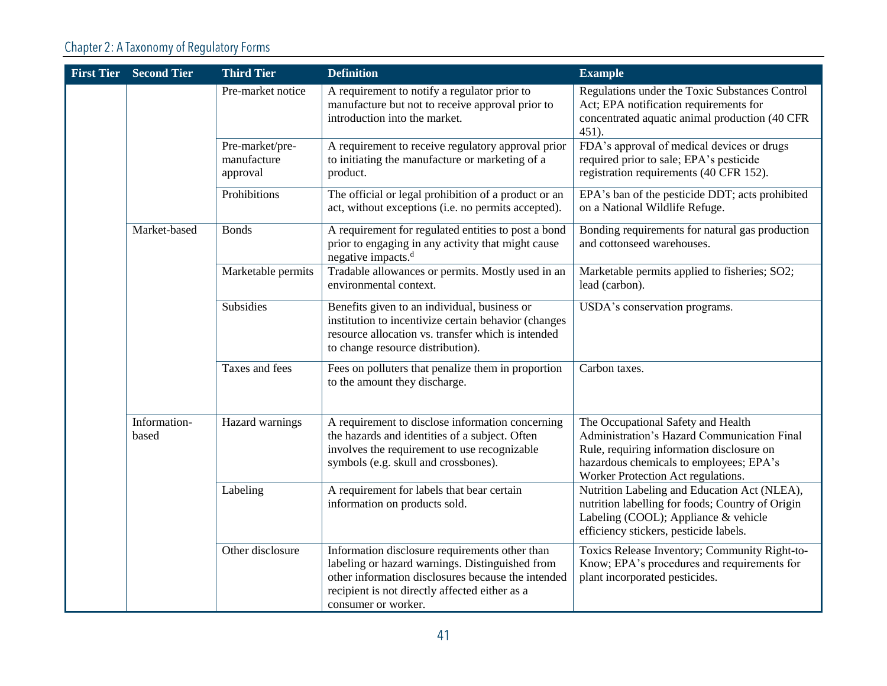| First Tier | Second Tier | Third Tier | Definition | Example |
|---|---|---|---|---|
| | | Pre-market notice | A requirement to notify a regulator prior to manufacture but not to receive approval prior to introduction into the market. | Regulations under the Toxic Substances Control Act; EPA notification requirements for concentrated aquatic animal production (40 CFR 451). |
| | | Pre-market/pre-manufacture approval | A requirement to receive regulatory approval prior to initiating the manufacture or marketing of a product. | FDA's approval of medical devices or drugs required prior to sale; EPA's pesticide registration requirements (40 CFR 152). |
| | | Prohibitions | The official or legal prohibition of a product or an act, without exceptions (i.e. no permits accepted). | EPA's ban of the pesticide DDT; acts prohibited on a National Wildlife Refuge. |
| | Market-based | Bonds | A requirement for regulated entities to post a bond prior to engaging in any activity that might cause negative impacts.[d] | Bonding requirements for natural gas production and cottonseed warehouses. |
| | | Marketable permits | Tradable allowances or permits. Mostly used in an environmental context. | Marketable permits applied to fisheries; SO2; lead (carbon). |
| | | Subsidies | Benefits given to an individual, business or institution to incentivize certain behavior (changes resource allocation vs. transfer which is intended to change resource distribution). | USDA's conservation programs. |
| | | Taxes and fees | Fees on polluters that penalize them in proportion to the amount they discharge. | Carbon taxes. |
| | Information-based | Hazard warnings | A requirement to disclose information concerning the hazards and identities of a subject. Often involves the requirement to use recognizable symbols (e.g. skull and crossbones). | The Occupational Safety and Health Administration's Hazard Communication Final Rule, requiring information disclosure on hazardous chemicals to employees; EPA's Worker Protection Act regulations. |
| | | Labeling | A requirement for labels that bear certain information on products sold. | Nutrition Labeling and Education Act (NLEA), nutrition labelling for foods; Country of Origin Labeling (COOL); Appliance & vehicle efficiency stickers, pesticide labels. |
| | | Other disclosure | Information disclosure requirements other than labeling or hazard warnings. Distinguished from other information disclosures because the intended recipient is not directly affected either as a consumer or worker. | Toxics Release Inventory; Community Right-to-Know; EPA's procedures and requirements for plant incorporated pesticides. |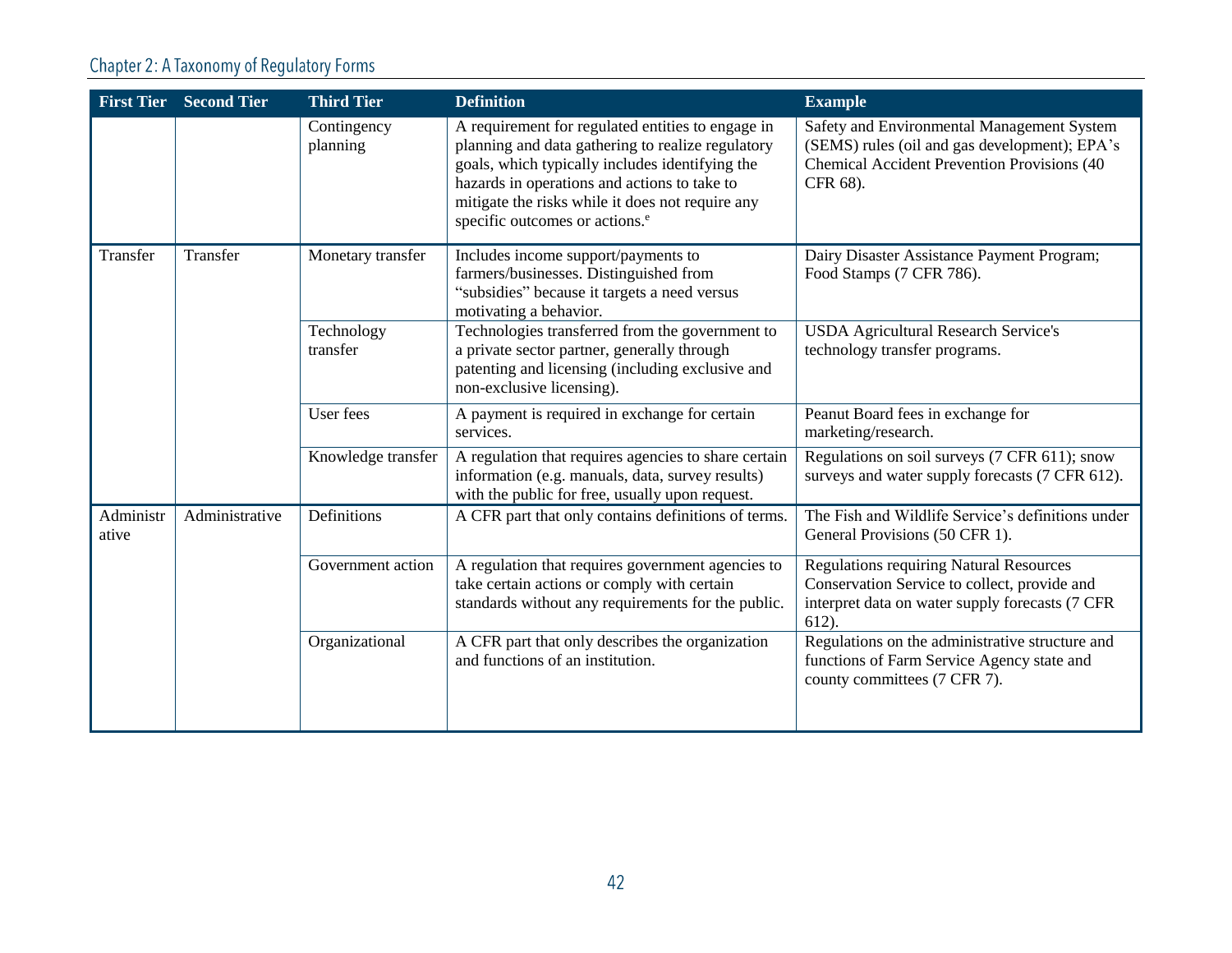| First Tier | Second Tier | Third Tier | Definition | Example |
|---|---|---|---|---|
| | | Contingency planning | A requirement for regulated entities to engage in planning and data gathering to realize regulatory goals, which typically includes identifying the hazards in operations and actions to take to mitigate the risks while it does not require any specific outcomes or actions.[e] | Safety and Environmental Management System (SEMS) rules (oil and gas development); EPA's Chemical Accident Prevention Provisions (40 CFR 68). |
| Transfer | Transfer | Monetary transfer | Includes income support/payments to farmers/businesses. Distinguished from "subsidies" because it targets a need versus motivating a behavior. | Dairy Disaster Assistance Payment Program; Food Stamps (7 CFR 786). |
| | | Technology transfer | Technologies transferred from the government to a private sector partner, generally through patenting and licensing (including exclusive and non-exclusive licensing). | USDA Agricultural Research Service's technology transfer programs. |
| | | User fees | A payment is required in exchange for certain services. | Peanut Board fees in exchange for marketing/research. |
| | | Knowledge transfer | A regulation that requires agencies to share certain information (e.g. manuals, data, survey results) with the public for free, usually upon request. | Regulations on soil surveys (7 CFR 611); snow surveys and water supply forecasts (7 CFR 612). |
| Administrative | Administrative | Definitions | A CFR part that only contains definitions of terms. | The Fish and Wildlife Service's definitions under General Provisions (50 CFR 1). |
| | | Government action | A regulation that requires government agencies to take certain actions or comply with certain standards without any requirements for the public. | Regulations requiring Natural Resources Conservation Service to collect, provide and interpret data on water supply forecasts (7 CFR 612). |
| | | Organizational | A CFR part that only describes the organization and functions of an institution. | Regulations on the administrative structure and functions of Farm Service Agency state and county committees (7 CFR 7). |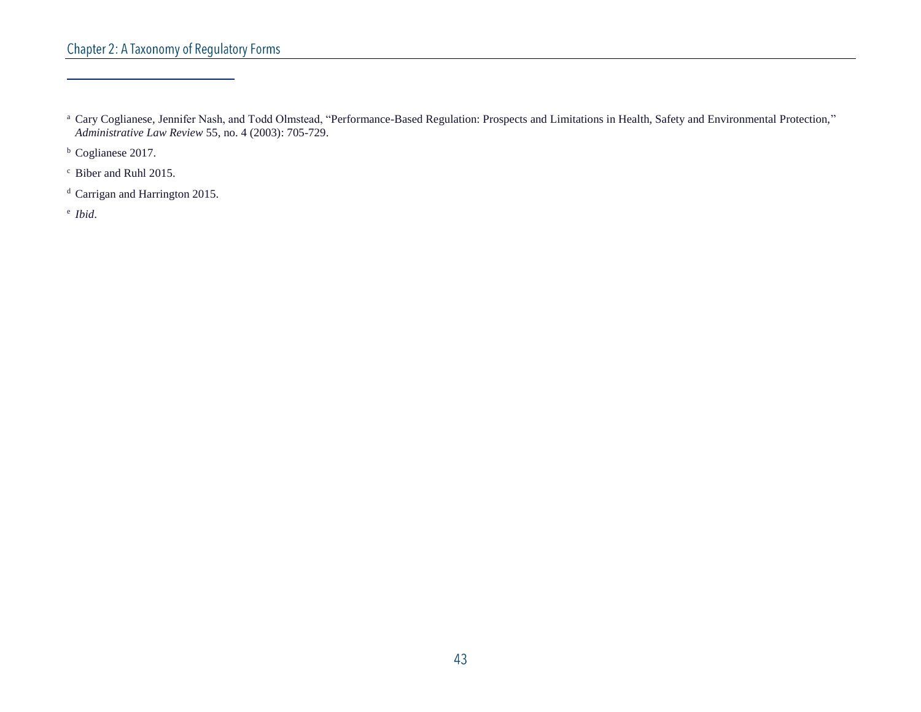[a] Cary Coglianese, Jennifer Nash, and Todd Olmstead, "Performance-Based Regulation: Prospects and Limitations in Health, Safety and Environmental Protection," *Administrative Law Review* 55, no. 4 (2003): 705-729.

[b] Coglianese 2017.

[c] Biber and Ruhl 2015.

[d] Carrigan and Harrington 2015.

[e] *Ibid*.